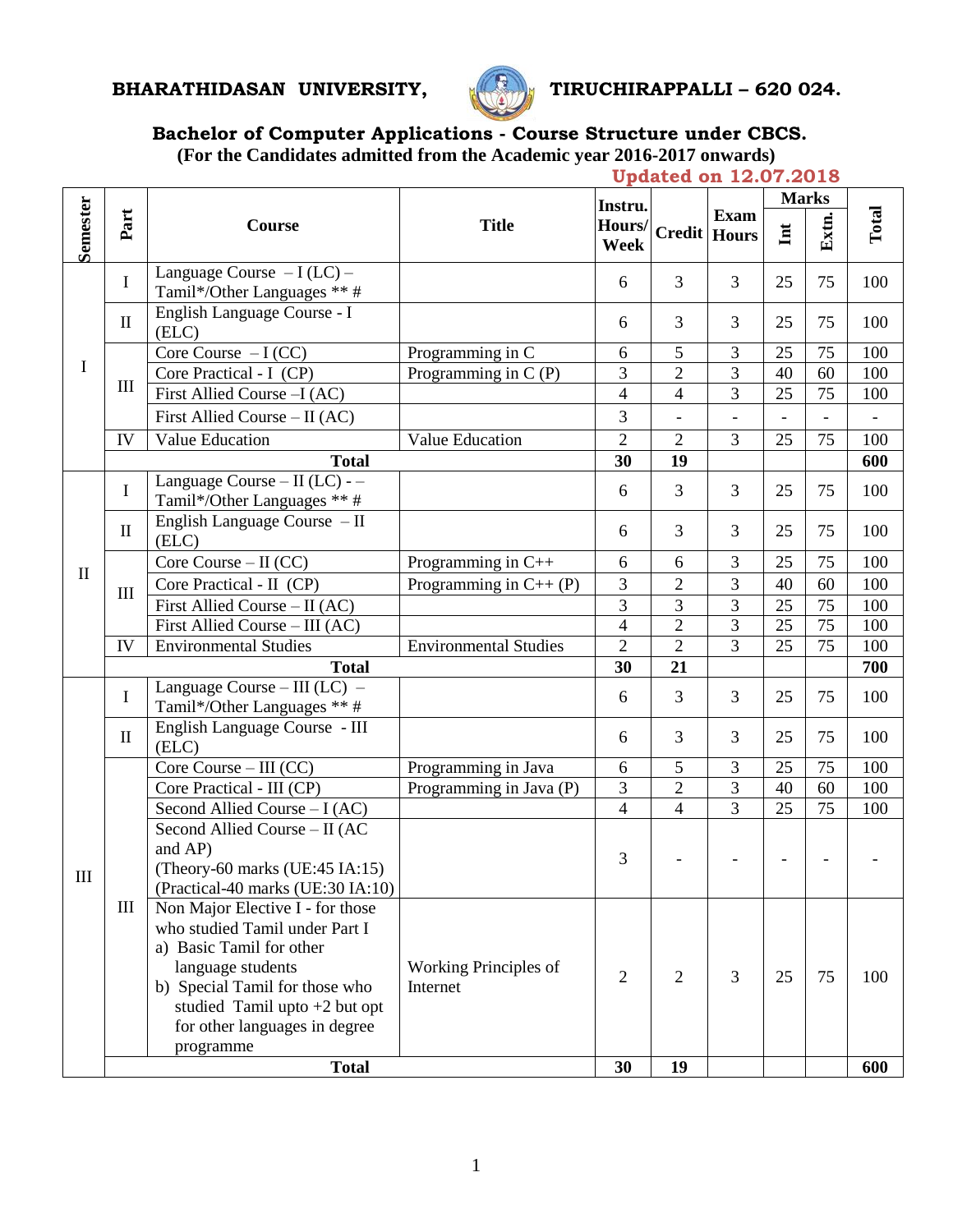**BHARATHIDASAN UNIVERSITY, TIRUCHIRAPPALLI – 620 024.**

## Bachelor of Computer Applications - Course Structure under CBCS.

**(For the Candidates admitted from the Academic year 2016-2017 onwards)**

**Updated on 12.07.2018**

| Semester | Part | Course | Title | Instru. Hours/ Week | Credit | Exam Hours | Marks | | Total |
|---|---|---|---|---|---|---|---|---|---|
| | | | | | | | Int | Extn. | |
| I | I | Language Course – I (LC) – Tamil*/Other Languages ** # | | 6 | 3 | 3 | 25 | 75 | 100 |
| | II | English Language Course - I (ELC) | | 6 | 3 | 3 | 25 | 75 | 100 |
| | III | Core Course – I (CC) | Programming in C | 6 | 5 | 3 | 25 | 75 | 100 |
| | | Core Practical - I (CP) | Programming in C (P) | 3 | 2 | 3 | 40 | 60 | 100 |
| | | First Allied Course –I (AC) | | 4 | 4 | 3 | 25 | 75 | 100 |
| | | First Allied Course – II (AC) | | 3 | - | - | - | - | - |
| | IV | Value Education | Value Education | 2 | 2 | 3 | 25 | 75 | 100 |
| | **Total** | | | **30** | **19** | | | | **600** |
| II | I | Language Course – II (LC) - – Tamil*/Other Languages ** # | | 6 | 3 | 3 | 25 | 75 | 100 |
| | II | English Language Course – II (ELC) | | 6 | 3 | 3 | 25 | 75 | 100 |
| | III | Core Course – II (CC) | Programming in C++ | 6 | 6 | 3 | 25 | 75 | 100 |
| | | Core Practical - II (CP) | Programming in C++ (P) | 3 | 2 | 3 | 40 | 60 | 100 |
| | | First Allied Course – II (AC) | | 3 | 3 | 3 | 25 | 75 | 100 |
| | | First Allied Course – III (AC) | | 4 | 2 | 3 | 25 | 75 | 100 |
| | IV | Environmental Studies | Environmental Studies | 2 | 2 | 3 | 25 | 75 | 100 |
| | **Total** | | | **30** | **21** | | | | **700** |
| III | I | Language Course – III (LC) – Tamil*/Other Languages ** # | | 6 | 3 | 3 | 25 | 75 | 100 |
| | II | English Language Course - III (ELC) | | 6 | 3 | 3 | 25 | 75 | 100 |
| | III | Core Course – III (CC) | Programming in Java | 6 | 5 | 3 | 25 | 75 | 100 |
| | | Core Practical - III (CP) | Programming in Java (P) | 3 | 2 | 3 | 40 | 60 | 100 |
| | | Second Allied Course – I (AC) | | 4 | 4 | 3 | 25 | 75 | 100 |
| | | Second Allied Course – II (AC and AP) (Theory-60 marks (UE:45 IA:15) (Practical-40 marks (UE:30 IA:10) | | 3 | - | - | - | - | - |
| | III | Non Major Elective I - for those who studied Tamil under Part I a) Basic Tamil for other language students b) Special Tamil for those who studied Tamil upto +2 but opt for other languages in degree programme | Working Principles of Internet | 2 | 2 | 3 | 25 | 75 | 100 |
| | **Total** | | | **30** | **19** | | | | **600** |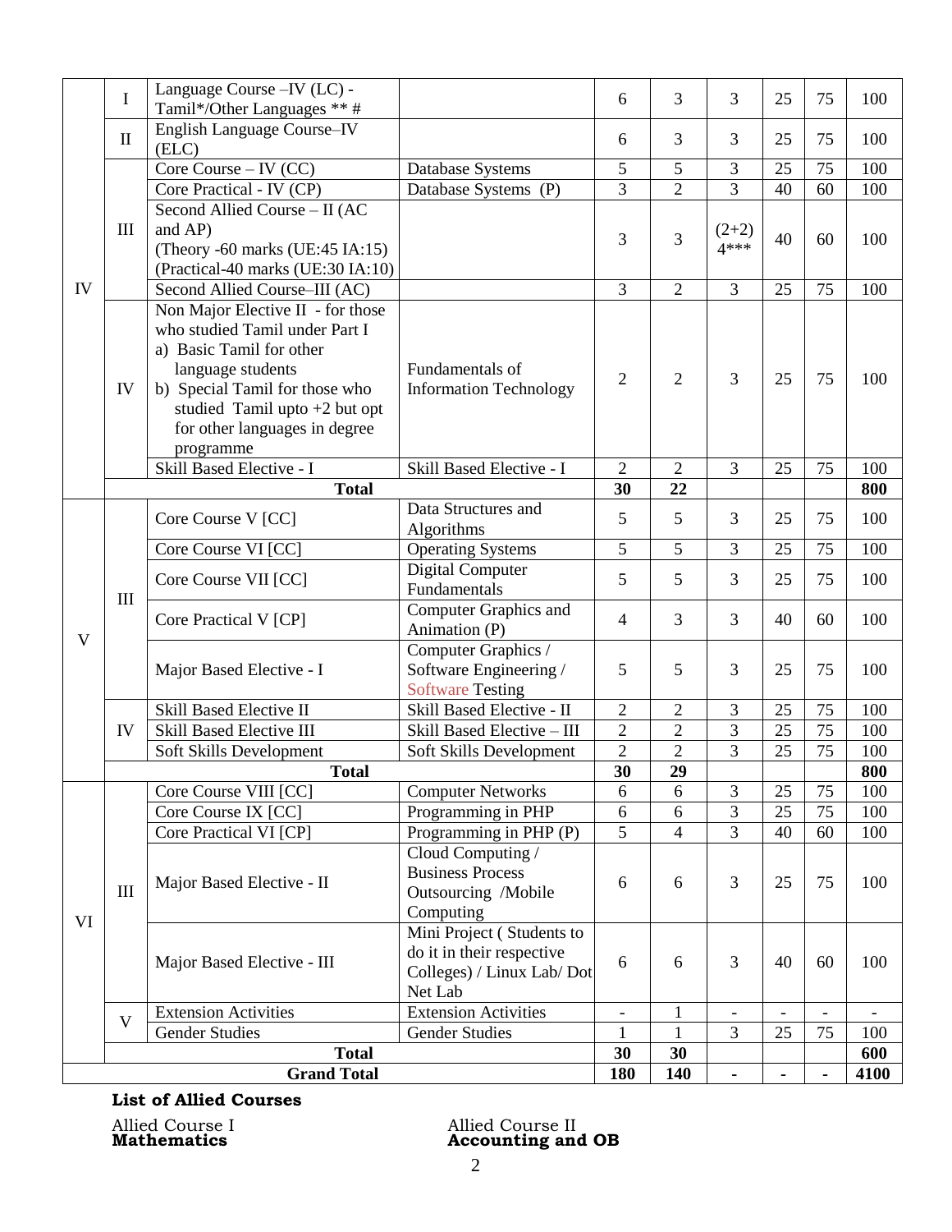| IV | I | Language Course –IV (LC) - Tamil*/Other Languages ** # | | 6 | 3 | 3 | 25 | 75 | 100 |
|---|---|---|---|---|---|---|---|---|---|
| | II | English Language Course–IV (ELC) | | 6 | 3 | 3 | 25 | 75 | 100 |
| | III | Core Course – IV (CC) | Database Systems | 5 | 5 | 3 | 25 | 75 | 100 |
| | | Core Practical - IV (CP) | Database Systems (P) | 3 | 2 | 3 | 40 | 60 | 100 |
| | | Second Allied Course – II (AC and AP) (Theory -60 marks (UE:45 IA:15) (Practical-40 marks (UE:30 IA:10) | | 3 | 3 | (2+2) 4*** | 40 | 60 | 100 |
| | | Second Allied Course–III (AC) | | 3 | 2 | 3 | 25 | 75 | 100 |
| | IV | Non Major Elective II - for those who studied Tamil under Part I a) Basic Tamil for other language students b) Special Tamil for those who studied Tamil upto +2 but opt for other languages in degree programme | Fundamentals of Information Technology | 2 | 2 | 3 | 25 | 75 | 100 |
| | | Skill Based Elective - I | Skill Based Elective - I | 2 | 2 | 3 | 25 | 75 | 100 |
| | | **Total** | | **30** | **22** | | | | **800** |
| V | III | Core Course V [CC] | Data Structures and Algorithms | 5 | 5 | 3 | 25 | 75 | 100 |
| | | Core Course VI [CC] | Operating Systems | 5 | 5 | 3 | 25 | 75 | 100 |
| | | Core Course VII [CC] | Digital Computer Fundamentals | 5 | 5 | 3 | 25 | 75 | 100 |
| | | Core Practical V [CP] | Computer Graphics and Animation (P) | 4 | 3 | 3 | 40 | 60 | 100 |
| | | Major Based Elective - I | Computer Graphics / Software Engineering / Software Testing | 5 | 5 | 3 | 25 | 75 | 100 |
| | IV | Skill Based Elective II | Skill Based Elective - II | 2 | 2 | 3 | 25 | 75 | 100 |
| | | Skill Based Elective III | Skill Based Elective – III | 2 | 2 | 3 | 25 | 75 | 100 |
| | | Soft Skills Development | Soft Skills Development | 2 | 2 | 3 | 25 | 75 | 100 |
| | | **Total** | | **30** | **29** | | | | **800** |
| VI | III | Core Course VIII [CC] | Computer Networks | 6 | 6 | 3 | 25 | 75 | 100 |
| | | Core Course IX [CC] | Programming in PHP | 6 | 6 | 3 | 25 | 75 | 100 |
| | | Core Practical VI [CP] | Programming in PHP (P) | 5 | 4 | 3 | 40 | 60 | 100 |
| | | Major Based Elective - II | Cloud Computing / Business Process Outsourcing /Mobile Computing | 6 | 6 | 3 | 25 | 75 | 100 |
| | | Major Based Elective - III | Mini Project ( Students to do it in their respective Colleges) / Linux Lab/ Dot Net Lab | 6 | 6 | 3 | 40 | 60 | 100 |
| | V | Extension Activities | Extension Activities | - | 1 | - | - | - | - |
| | | Gender Studies | Gender Studies | 1 | 1 | 3 | 25 | 75 | 100 |
| | | **Total** | | **30** | **30** | | | | **600** |
| **Grand Total** | | | | **180** | **140** | **-** | **-** | **-** | **4100** |

**List of Allied Courses**

Allied Course I
**Mathematics**

Allied Course II
**Accounting and OB**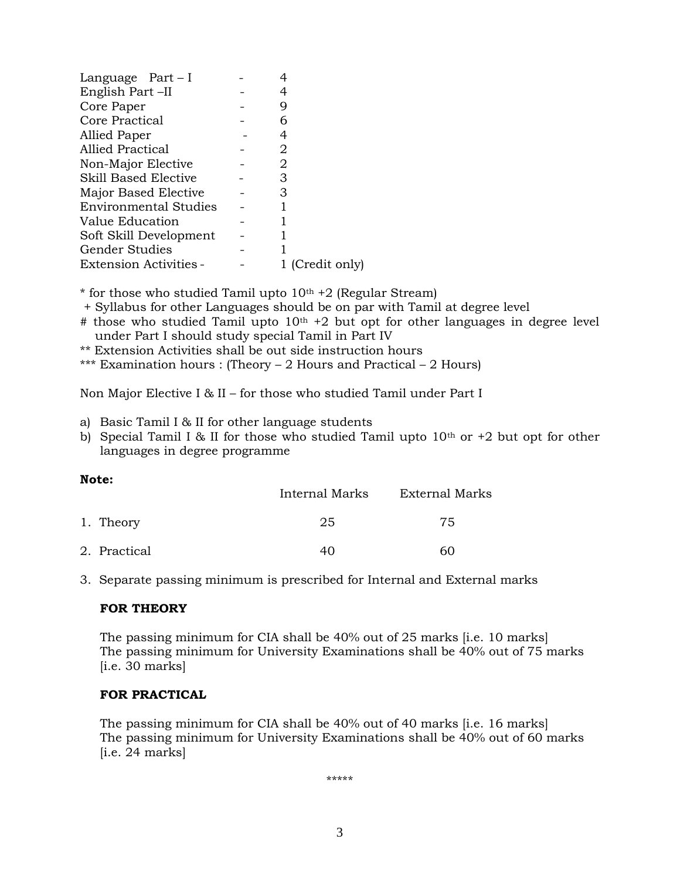| | | |
|---|---|---|
| Language Part – I | - | 4 |
| English Part –II | - | 4 |
| Core Paper | - | 9 |
| Core Practical | - | 6 |
| Allied Paper | - | 4 |
| Allied Practical | - | 2 |
| Non-Major Elective | - | 2 |
| Skill Based Elective | - | 3 |
| Major Based Elective | - | 3 |
| Environmental Studies | - | 1 |
| Value Education | - | 1 |
| Soft Skill Development | - | 1 |
| Gender Studies | - | 1 |
| Extension Activities - | - | 1 (Credit only) |

\* for those who studied Tamil upto 10th +2 (Regular Stream)

\+ Syllabus for other Languages should be on par with Tamil at degree level

\# those who studied Tamil upto 10th +2 but opt for other languages in degree level under Part I should study special Tamil in Part IV

** Extension Activities shall be out side instruction hours

*** Examination hours : (Theory – 2 Hours and Practical – 2 Hours)

Non Major Elective I & II – for those who studied Tamil under Part I

a) Basic Tamil I & II for other language students
b) Special Tamil I & II for those who studied Tamil upto 10th or +2 but opt for other languages in degree programme

**Note:**

| | Internal Marks | External Marks |
|---|---|---|
| 1. Theory | 25 | 75 |
| 2. Practical | 40 | 60 |

3. Separate passing minimum is prescribed for Internal and External marks

**FOR THEORY**

The passing minimum for CIA shall be 40% out of 25 marks [i.e. 10 marks]
The passing minimum for University Examinations shall be 40% out of 75 marks [i.e. 30 marks]

**FOR PRACTICAL**

The passing minimum for CIA shall be 40% out of 40 marks [i.e. 16 marks]
The passing minimum for University Examinations shall be 40% out of 60 marks [i.e. 24 marks]

*****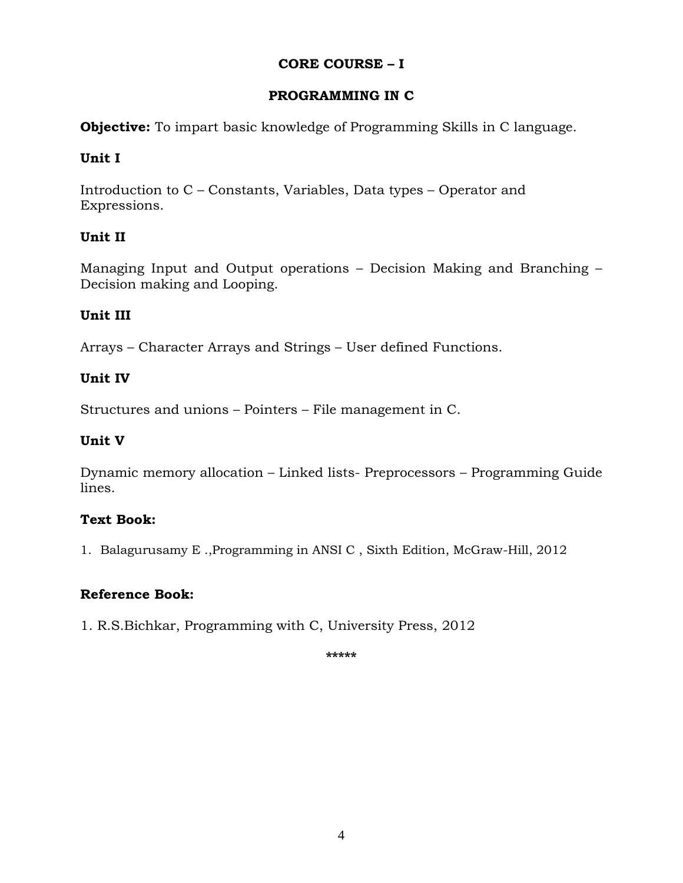## CORE COURSE – I

## PROGRAMMING IN C

**Objective:** To impart basic knowledge of Programming Skills in C language.

### Unit I

Introduction to C – Constants, Variables, Data types – Operator and Expressions.

### Unit II

Managing Input and Output operations – Decision Making and Branching – Decision making and Looping.

### Unit III

Arrays – Character Arrays and Strings – User defined Functions.

### Unit IV

Structures and unions – Pointers – File management in C.

### Unit V

Dynamic memory allocation – Linked lists- Preprocessors – Programming Guide lines.

### Text Book:

1. Balagurusamy E .,Programming in ANSI C , Sixth Edition, McGraw-Hill, 2012

### Reference Book:

1. R.S.Bichkar, Programming with C, University Press, 2012

*****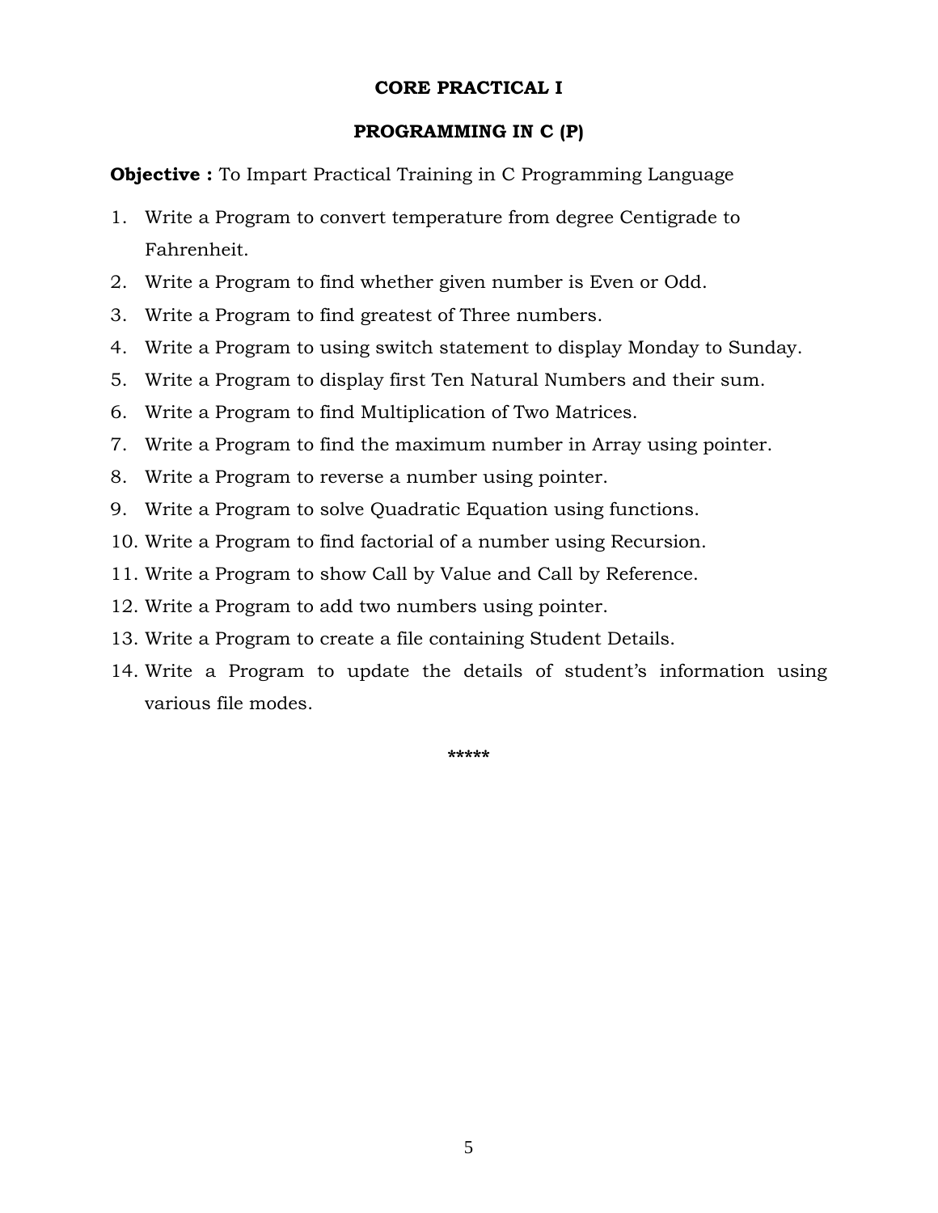## CORE PRACTICAL I

## PROGRAMMING IN C (P)

**Objective :** To Impart Practical Training in C Programming Language

1. Write a Program to convert temperature from degree Centigrade to Fahrenheit.
2. Write a Program to find whether given number is Even or Odd.
3. Write a Program to find greatest of Three numbers.
4. Write a Program to using switch statement to display Monday to Sunday.
5. Write a Program to display first Ten Natural Numbers and their sum.
6. Write a Program to find Multiplication of Two Matrices.
7. Write a Program to find the maximum number in Array using pointer.
8. Write a Program to reverse a number using pointer.
9. Write a Program to solve Quadratic Equation using functions.
10. Write a Program to find factorial of a number using Recursion.
11. Write a Program to show Call by Value and Call by Reference.
12. Write a Program to add two numbers using pointer.
13. Write a Program to create a file containing Student Details.
14. Write a Program to update the details of student's information using various file modes.

*****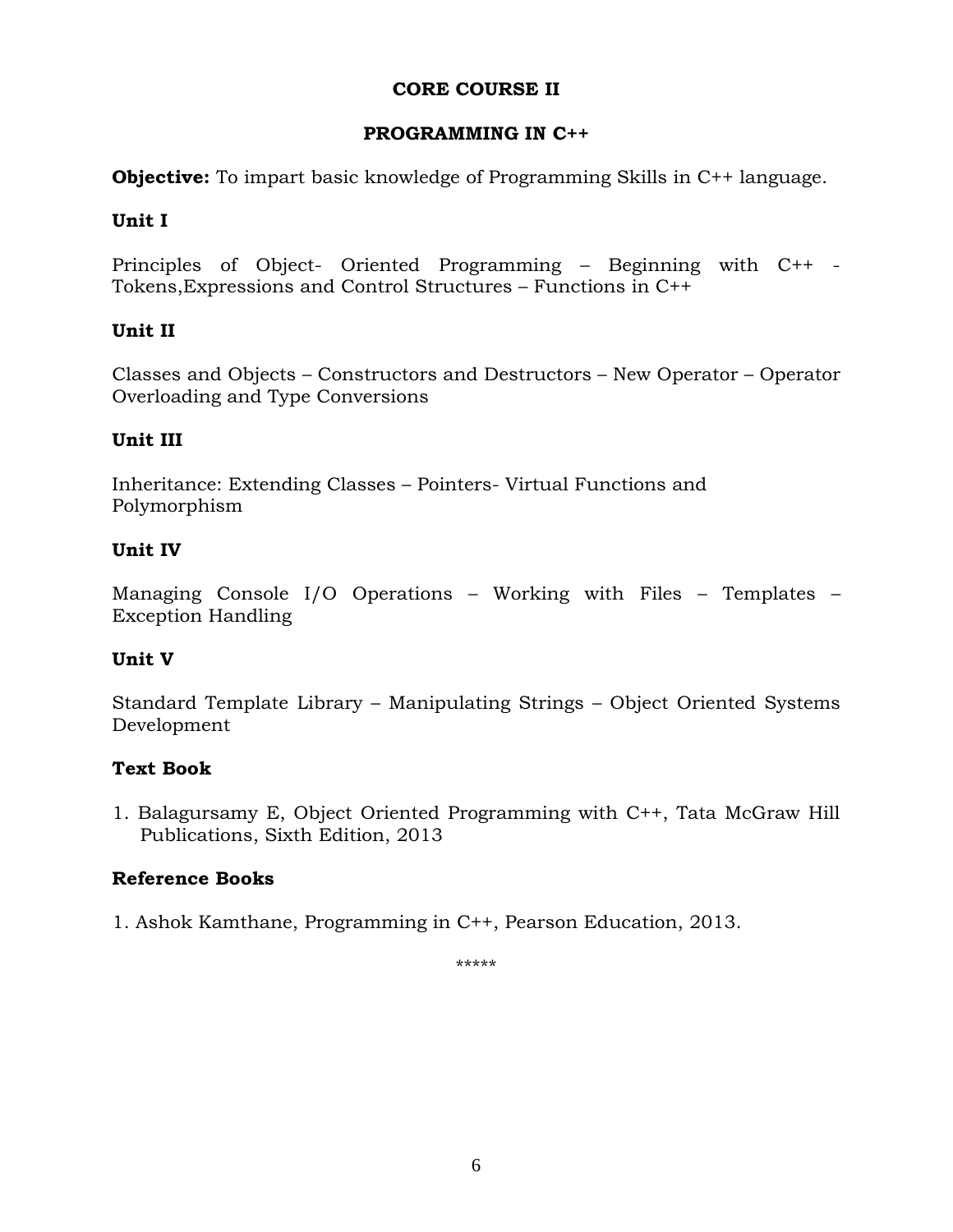## CORE COURSE II

## PROGRAMMING IN C++

**Objective:** To impart basic knowledge of Programming Skills in C++ language.

### Unit I

Principles of Object- Oriented Programming – Beginning with C++ - Tokens,Expressions and Control Structures – Functions in C++

### Unit II

Classes and Objects – Constructors and Destructors – New Operator – Operator Overloading and Type Conversions

### Unit III

Inheritance: Extending Classes – Pointers- Virtual Functions and Polymorphism

### Unit IV

Managing Console I/O Operations – Working with Files – Templates – Exception Handling

### Unit V

Standard Template Library – Manipulating Strings – Object Oriented Systems Development

### Text Book

1. Balagursamy E, Object Oriented Programming with C++, Tata McGraw Hill Publications, Sixth Edition, 2013

### Reference Books

1. Ashok Kamthane, Programming in C++, Pearson Education, 2013.

*****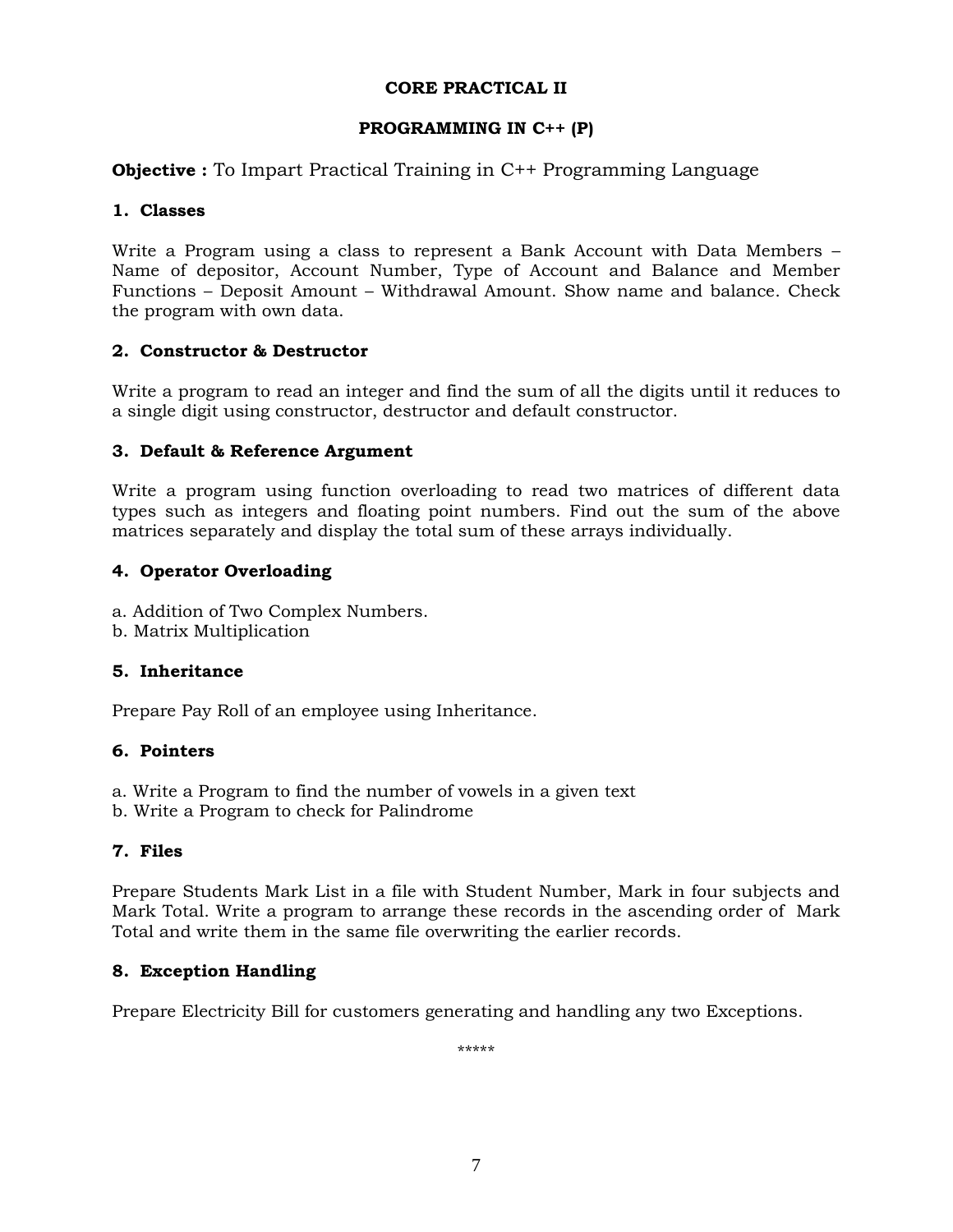## CORE PRACTICAL II

## PROGRAMMING IN C++ (P)

**Objective :** To Impart Practical Training in C++ Programming Language

### 1. Classes

Write a Program using a class to represent a Bank Account with Data Members – Name of depositor, Account Number, Type of Account and Balance and Member Functions – Deposit Amount – Withdrawal Amount. Show name and balance. Check the program with own data.

### 2. Constructor & Destructor

Write a program to read an integer and find the sum of all the digits until it reduces to a single digit using constructor, destructor and default constructor.

### 3. Default & Reference Argument

Write a program using function overloading to read two matrices of different data types such as integers and floating point numbers. Find out the sum of the above matrices separately and display the total sum of these arrays individually.

### 4. Operator Overloading

a. Addition of Two Complex Numbers.
b. Matrix Multiplication

### 5. Inheritance

Prepare Pay Roll of an employee using Inheritance.

### 6. Pointers

a. Write a Program to find the number of vowels in a given text
b. Write a Program to check for Palindrome

### 7. Files

Prepare Students Mark List in a file with Student Number, Mark in four subjects and Mark Total. Write a program to arrange these records in the ascending order of Mark Total and write them in the same file overwriting the earlier records.

### 8. Exception Handling

Prepare Electricity Bill for customers generating and handling any two Exceptions.

*****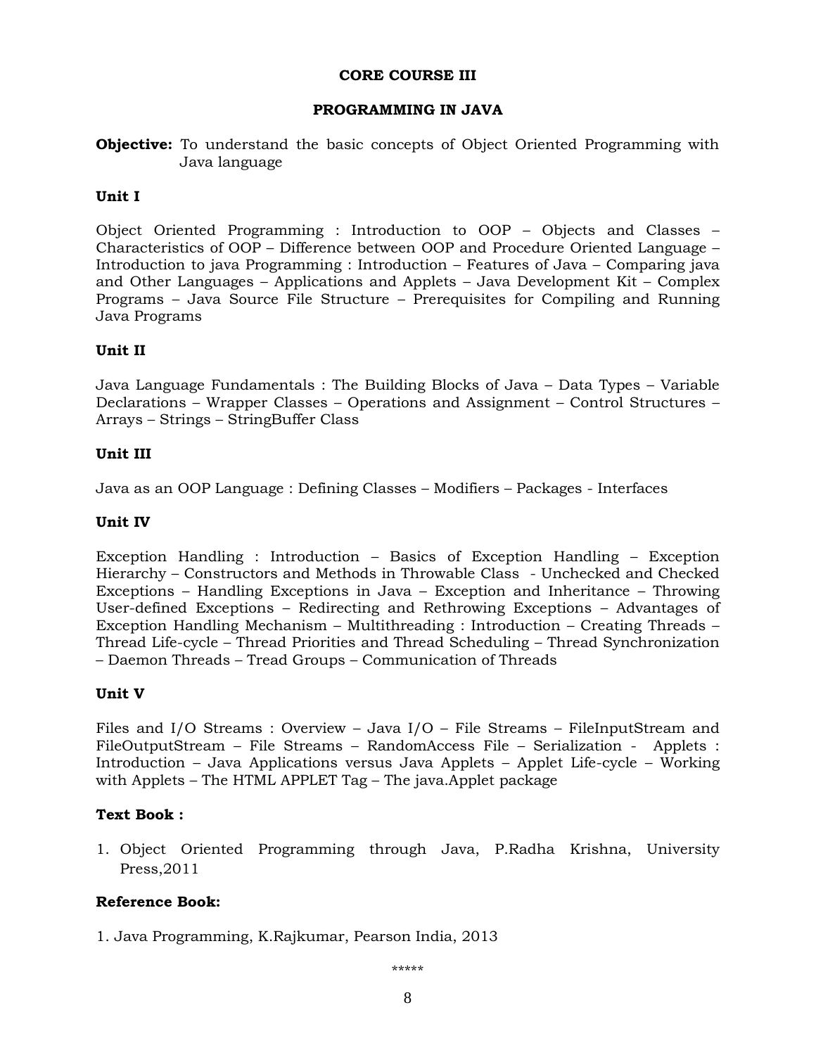## CORE COURSE III

## PROGRAMMING IN JAVA

**Objective:** To understand the basic concepts of Object Oriented Programming with Java language

### Unit I

Object Oriented Programming : Introduction to OOP – Objects and Classes – Characteristics of OOP – Difference between OOP and Procedure Oriented Language – Introduction to java Programming : Introduction – Features of Java – Comparing java and Other Languages – Applications and Applets – Java Development Kit – Complex Programs – Java Source File Structure – Prerequisites for Compiling and Running Java Programs

### Unit II

Java Language Fundamentals : The Building Blocks of Java – Data Types – Variable Declarations – Wrapper Classes – Operations and Assignment – Control Structures – Arrays – Strings – StringBuffer Class

### Unit III

Java as an OOP Language : Defining Classes – Modifiers – Packages - Interfaces

### Unit IV

Exception Handling : Introduction – Basics of Exception Handling – Exception Hierarchy – Constructors and Methods in Throwable Class - Unchecked and Checked Exceptions – Handling Exceptions in Java – Exception and Inheritance – Throwing User-defined Exceptions – Redirecting and Rethrowing Exceptions – Advantages of Exception Handling Mechanism – Multithreading : Introduction – Creating Threads – Thread Life-cycle – Thread Priorities and Thread Scheduling – Thread Synchronization – Daemon Threads – Tread Groups – Communication of Threads

### Unit V

Files and I/O Streams : Overview – Java I/O – File Streams – FileInputStream and FileOutputStream – File Streams – RandomAccess File – Serialization - Applets : Introduction – Java Applications versus Java Applets – Applet Life-cycle – Working with Applets – The HTML APPLET Tag – The java.Applet package

### Text Book :

1. Object Oriented Programming through Java, P.Radha Krishna, University Press,2011

### Reference Book:

1. Java Programming, K.Rajkumar, Pearson India, 2013

*****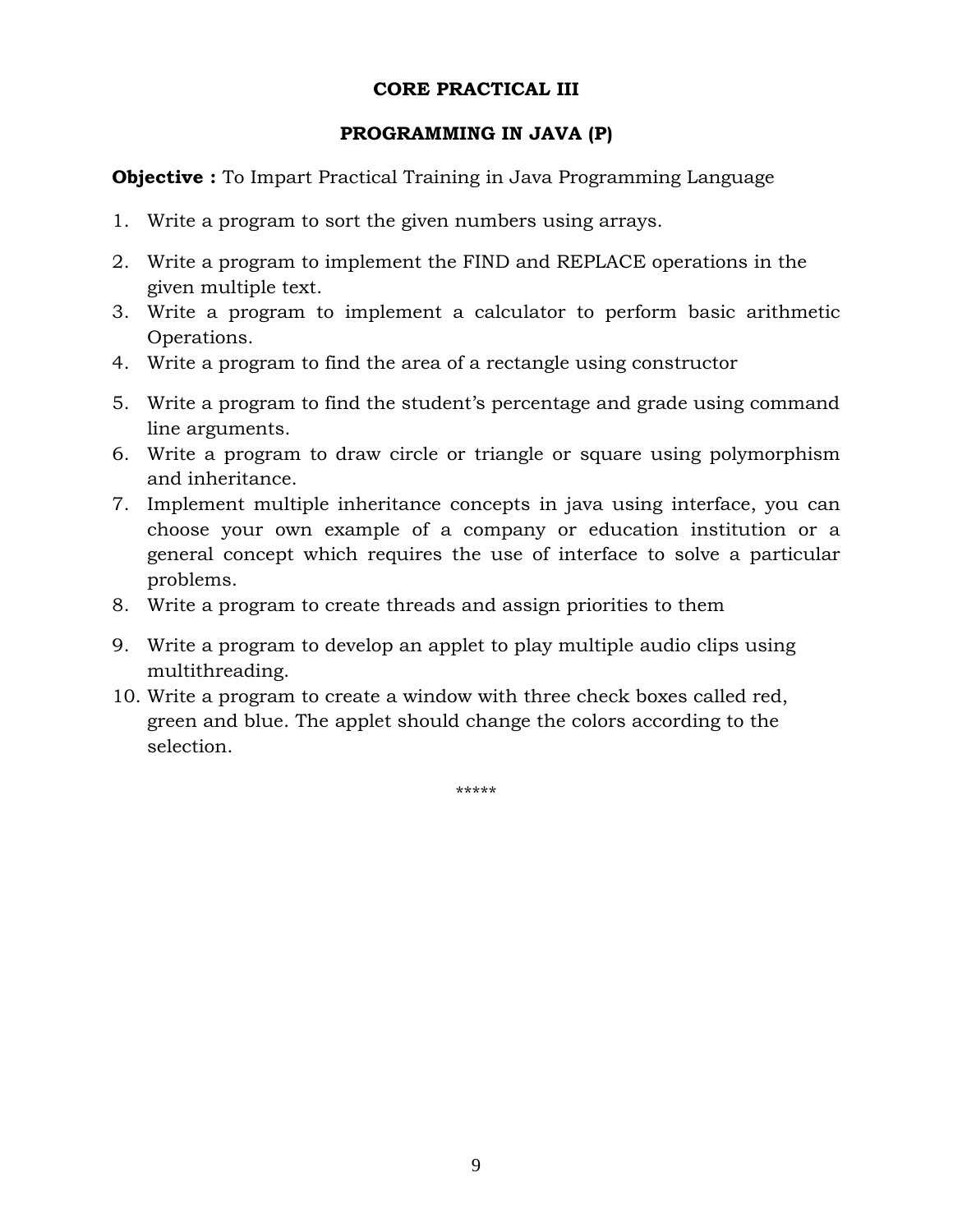**CORE PRACTICAL III**

**PROGRAMMING IN JAVA (P)**

**Objective :** To Impart Practical Training in Java Programming Language

1. Write a program to sort the given numbers using arrays.
2. Write a program to implement the FIND and REPLACE operations in the given multiple text.
3. Write a program to implement a calculator to perform basic arithmetic Operations.
4. Write a program to find the area of a rectangle using constructor
5. Write a program to find the student's percentage and grade using command line arguments.
6. Write a program to draw circle or triangle or square using polymorphism and inheritance.
7. Implement multiple inheritance concepts in java using interface, you can choose your own example of a company or education institution or a general concept which requires the use of interface to solve a particular problems.
8. Write a program to create threads and assign priorities to them
9. Write a program to develop an applet to play multiple audio clips using multithreading.
10. Write a program to create a window with three check boxes called red, green and blue. The applet should change the colors according to the selection.

*****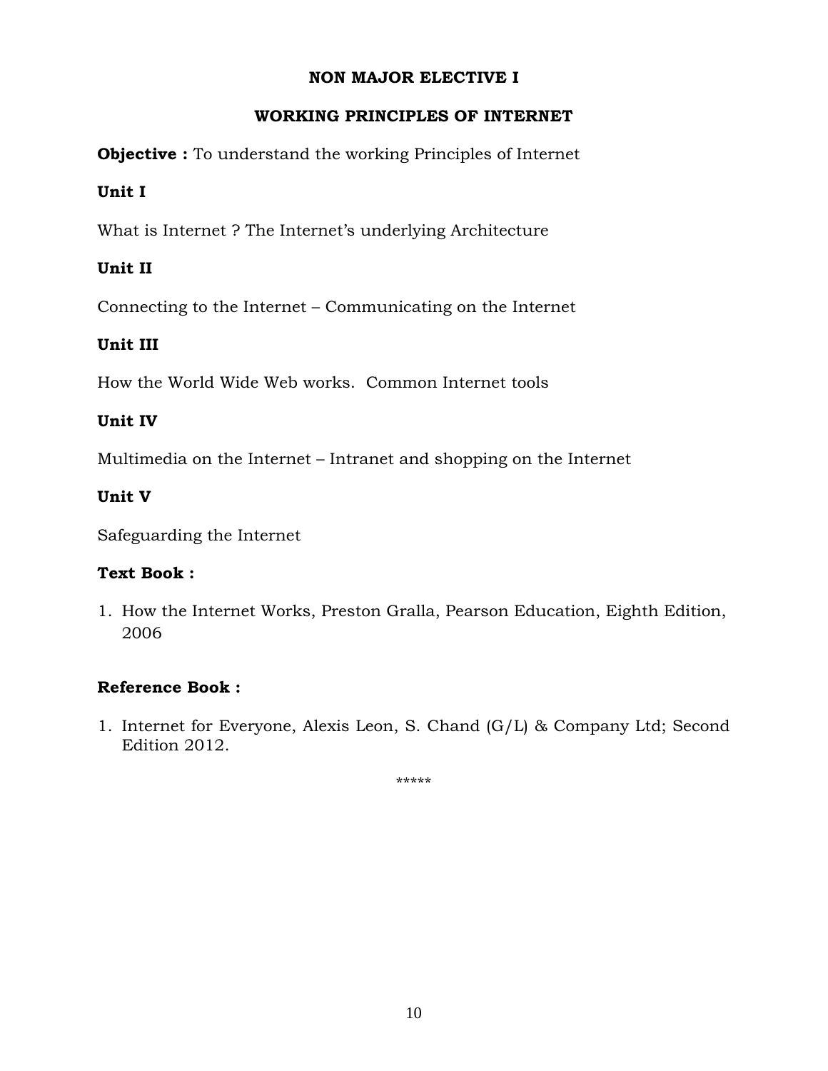# NON MAJOR ELECTIVE I

## WORKING PRINCIPLES OF INTERNET

**Objective :** To understand the working Principles of Internet

**Unit I**

What is Internet ? The Internet's underlying Architecture

**Unit II**

Connecting to the Internet – Communicating on the Internet

**Unit III**

How the World Wide Web works. Common Internet tools

**Unit IV**

Multimedia on the Internet – Intranet and shopping on the Internet

**Unit V**

Safeguarding the Internet

**Text Book :**

1. How the Internet Works, Preston Gralla, Pearson Education, Eighth Edition, 2006

**Reference Book :**

1. Internet for Everyone, Alexis Leon, S. Chand (G/L) & Company Ltd; Second Edition 2012.

*****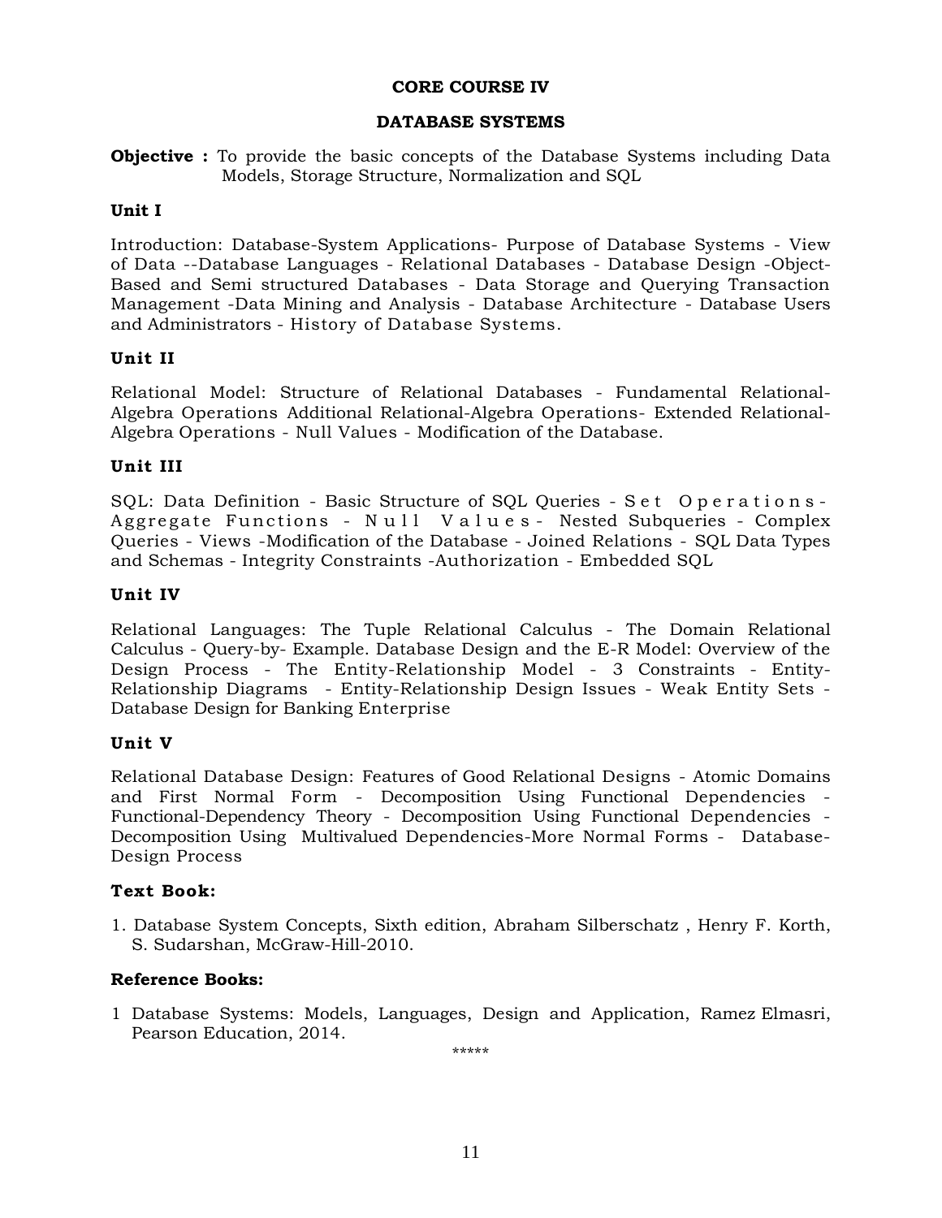# CORE COURSE IV

## DATABASE SYSTEMS

**Objective :** To provide the basic concepts of the Database Systems including Data Models, Storage Structure, Normalization and SQL

### Unit I

Introduction: Database-System Applications- Purpose of Database Systems - View of Data --Database Languages - Relational Databases - Database Design -Object-Based and Semi structured Databases - Data Storage and Querying Transaction Management -Data Mining and Analysis - Database Architecture - Database Users and Administrators - History of Database Systems.

### Unit II

Relational Model: Structure of Relational Databases - Fundamental Relational-Algebra Operations Additional Relational-Algebra Operations- Extended Relational-Algebra Operations - Null Values - Modification of the Database.

### Unit III

SQL: Data Definition - Basic Structure of SQL Queries - Set Operations- Aggregate Functions - Null Values- Nested Subqueries - Complex Queries - Views -Modification of the Database - Joined Relations - SQL Data Types and Schemas - Integrity Constraints -Authorization - Embedded SQL

### Unit IV

Relational Languages: The Tuple Relational Calculus - The Domain Relational Calculus - Query-by- Example. Database Design and the E-R Model: Overview of the Design Process - The Entity-Relationship Model - 3 Constraints - Entity-Relationship Diagrams - Entity-Relationship Design Issues - Weak Entity Sets - Database Design for Banking Enterprise

### Unit V

Relational Database Design: Features of Good Relational Designs - Atomic Domains and First Normal Form - Decomposition Using Functional Dependencies - Functional-Dependency Theory - Decomposition Using Functional Dependencies - Decomposition Using Multivalued Dependencies-More Normal Forms - Database-Design Process

### Text Book:

1. Database System Concepts, Sixth edition, Abraham Silberschatz , Henry F. Korth, S. Sudarshan, McGraw-Hill-2010.

### Reference Books:

1 Database Systems: Models, Languages, Design and Application, Ramez Elmasri, Pearson Education, 2014.

*****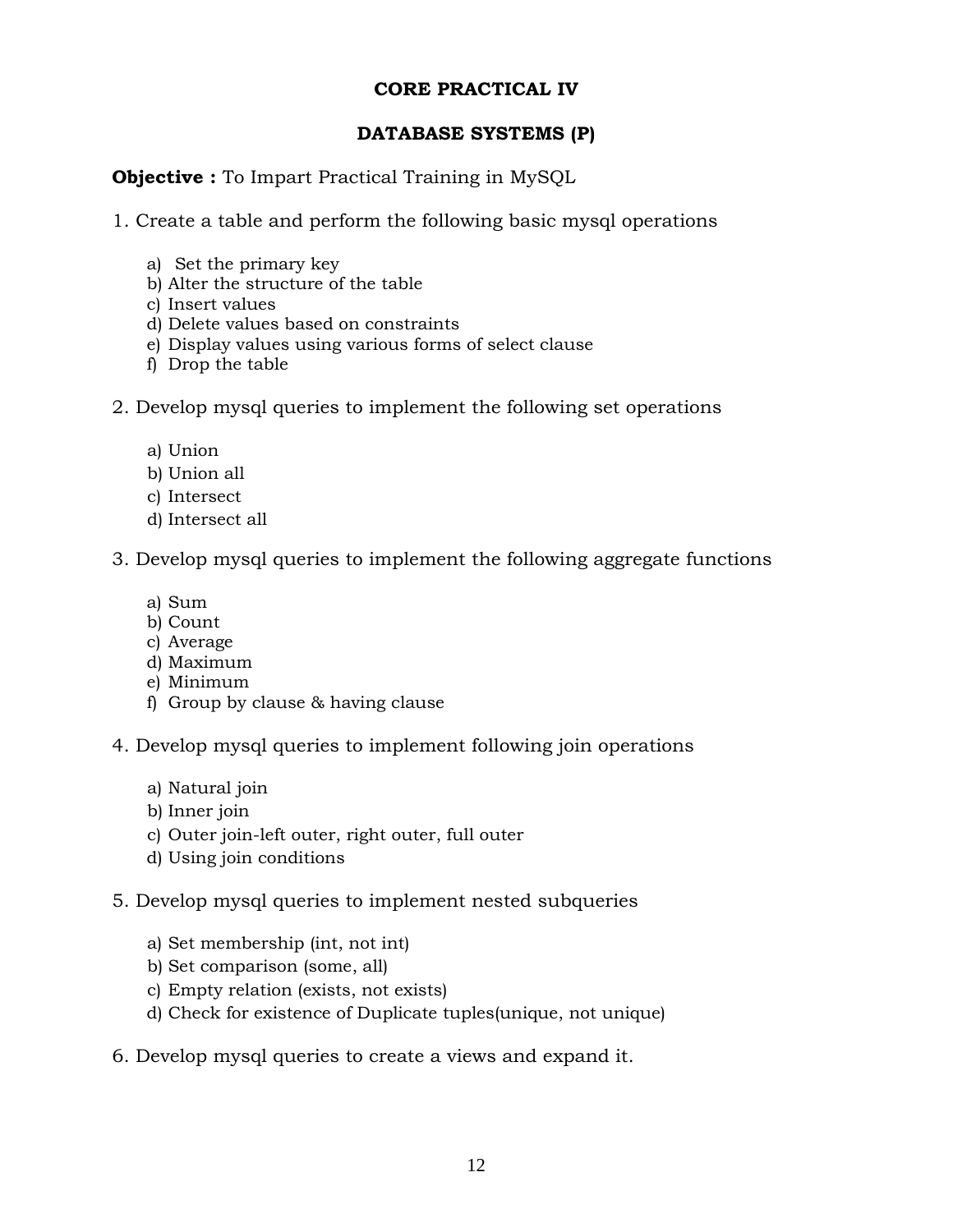## CORE PRACTICAL IV

## DATABASE SYSTEMS (P)

**Objective :** To Impart Practical Training in MySQL

1. Create a table and perform the following basic mysql operations

    a) Set the primary key
    b) Alter the structure of the table
    c) Insert values
    d) Delete values based on constraints
    e) Display values using various forms of select clause
    f) Drop the table

2. Develop mysql queries to implement the following set operations

    a) Union
    b) Union all
    c) Intersect
    d) Intersect all

3. Develop mysql queries to implement the following aggregate functions

    a) Sum
    b) Count
    c) Average
    d) Maximum
    e) Minimum
    f) Group by clause & having clause

4. Develop mysql queries to implement following join operations

    a) Natural join
    b) Inner join
    c) Outer join-left outer, right outer, full outer
    d) Using join conditions

5. Develop mysql queries to implement nested subqueries

    a) Set membership (int, not int)
    b) Set comparison (some, all)
    c) Empty relation (exists, not exists)
    d) Check for existence of Duplicate tuples(unique, not unique)

6. Develop mysql queries to create a views and expand it.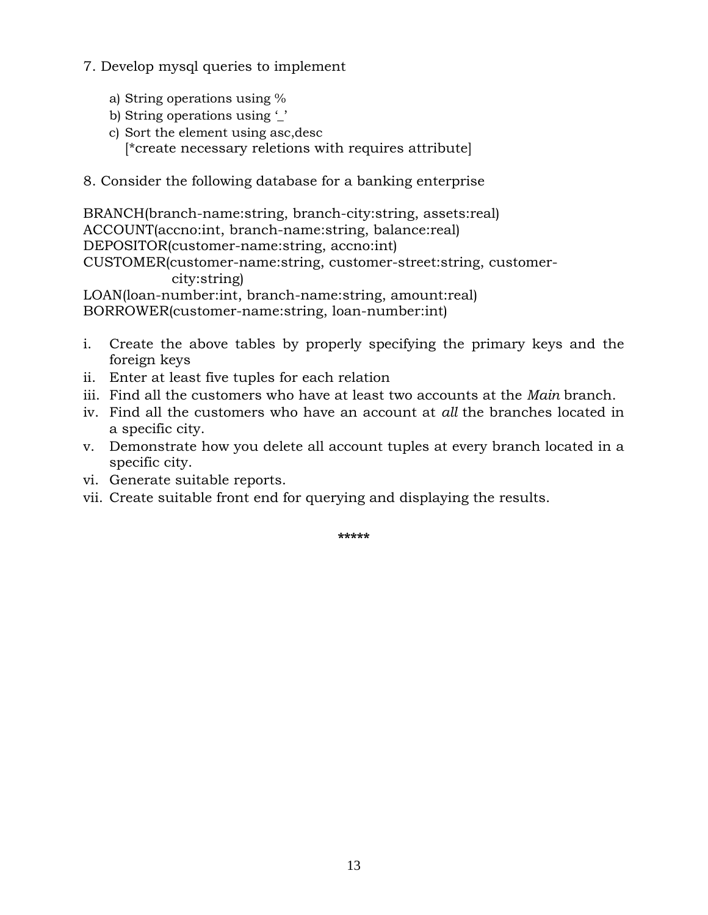7. Develop mysql queries to implement

   a) String operations using %
   b) String operations using '_'
   c) Sort the element using asc,desc
      [*create necessary reletions with requires attribute]

8. Consider the following database for a banking enterprise

BRANCH(branch-name:string, branch-city:string, assets:real)
ACCOUNT(accno:int, branch-name:string, balance:real)
DEPOSITOR(customer-name:string, accno:int)
CUSTOMER(customer-name:string, customer-street:string, customer-city:string)
LOAN(loan-number:int, branch-name:string, amount:real)
BORROWER(customer-name:string, loan-number:int)

i. Create the above tables by properly specifying the primary keys and the foreign keys
ii. Enter at least five tuples for each relation
iii. Find all the customers who have at least two accounts at the *Main* branch.
iv. Find all the customers who have an account at *all* the branches located in a specific city.
v. Demonstrate how you delete all account tuples at every branch located in a specific city.
vi. Generate suitable reports.
vii. Create suitable front end for querying and displaying the results.

*****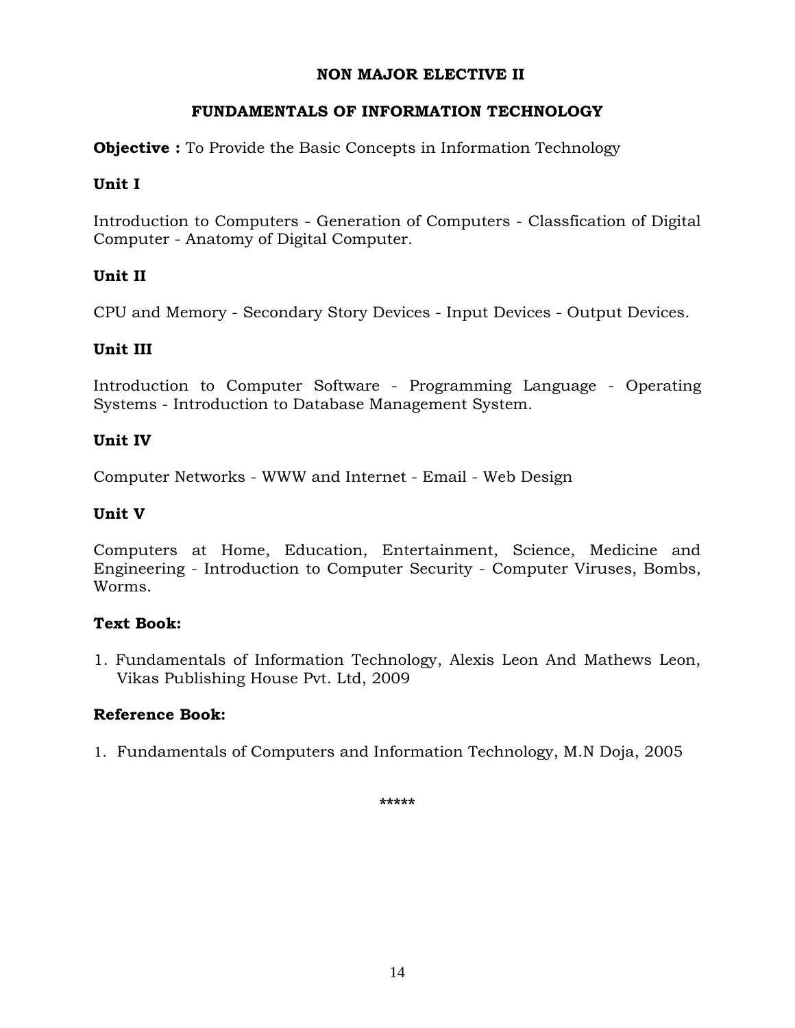## NON MAJOR ELECTIVE II

## FUNDAMENTALS OF INFORMATION TECHNOLOGY

**Objective :** To Provide the Basic Concepts in Information Technology

### Unit I

Introduction to Computers - Generation of Computers - Classfication of Digital Computer - Anatomy of Digital Computer.

### Unit II

CPU and Memory - Secondary Story Devices - Input Devices - Output Devices.

### Unit III

Introduction to Computer Software - Programming Language - Operating Systems - Introduction to Database Management System.

### Unit IV

Computer Networks - WWW and Internet - Email - Web Design

### Unit V

Computers at Home, Education, Entertainment, Science, Medicine and Engineering - Introduction to Computer Security - Computer Viruses, Bombs, Worms.

### Text Book:

1. Fundamentals of Information Technology, Alexis Leon And Mathews Leon, Vikas Publishing House Pvt. Ltd, 2009

### Reference Book:

1. Fundamentals of Computers and Information Technology, M.N Doja, 2005

*****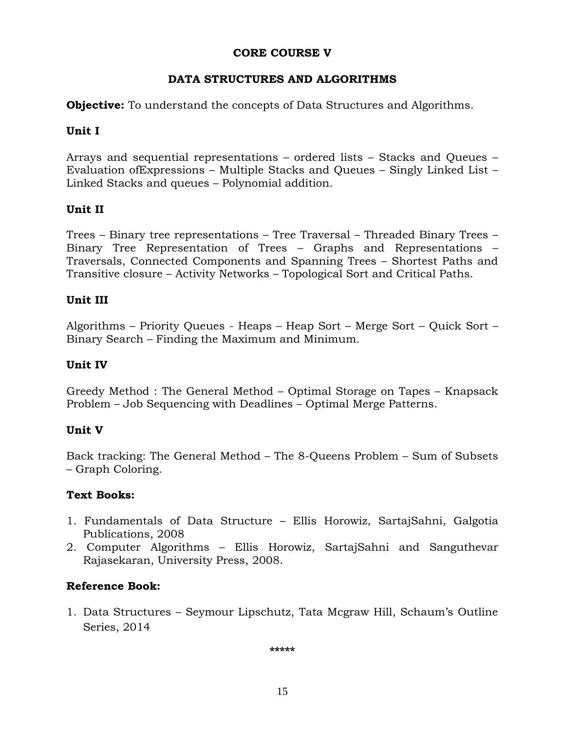## CORE COURSE V

## DATA STRUCTURES AND ALGORITHMS

**Objective:** To understand the concepts of Data Structures and Algorithms.

### Unit I

Arrays and sequential representations – ordered lists – Stacks and Queues – Evaluation ofExpressions – Multiple Stacks and Queues – Singly Linked List – Linked Stacks and queues – Polynomial addition.

### Unit II

Trees – Binary tree representations – Tree Traversal – Threaded Binary Trees – Binary Tree Representation of Trees – Graphs and Representations – Traversals, Connected Components and Spanning Trees – Shortest Paths and Transitive closure – Activity Networks – Topological Sort and Critical Paths.

### Unit III

Algorithms – Priority Queues - Heaps – Heap Sort – Merge Sort – Quick Sort – Binary Search – Finding the Maximum and Minimum.

### Unit IV

Greedy Method : The General Method – Optimal Storage on Tapes – Knapsack Problem – Job Sequencing with Deadlines – Optimal Merge Patterns.

### Unit V

Back tracking: The General Method – The 8-Queens Problem – Sum of Subsets – Graph Coloring.

### Text Books:

1. Fundamentals of Data Structure – Ellis Horowiz, SartajSahni, Galgotia Publications, 2008
2. Computer Algorithms – Ellis Horowiz, SartajSahni and Sanguthevar Rajasekaran, University Press, 2008.

### Reference Book:

1. Data Structures – Seymour Lipschutz, Tata Mcgraw Hill, Schaum's Outline Series, 2014

*****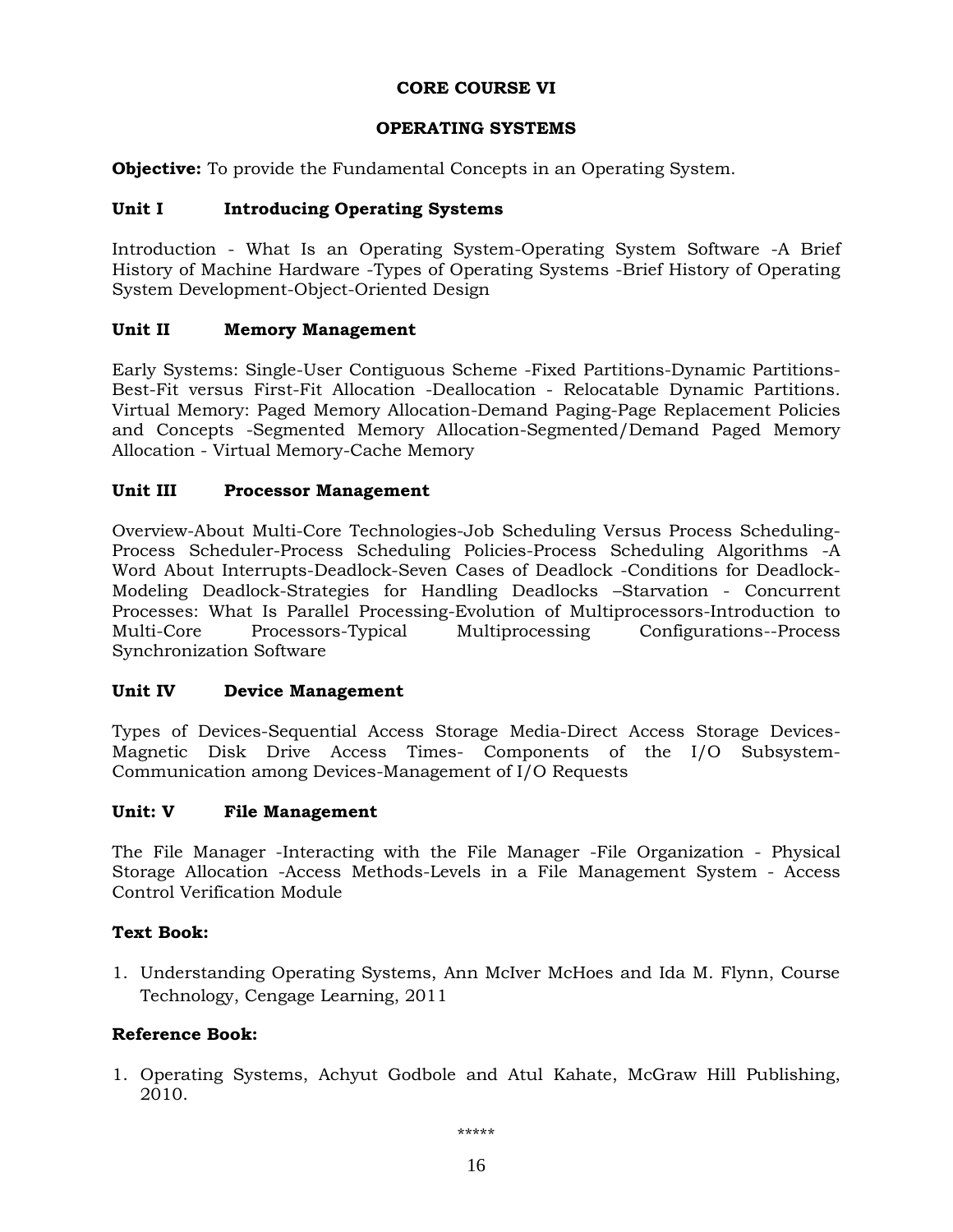## CORE COURSE VI

## OPERATING SYSTEMS

**Objective:** To provide the Fundamental Concepts in an Operating System.

### Unit I Introducing Operating Systems

Introduction - What Is an Operating System-Operating System Software -A Brief History of Machine Hardware -Types of Operating Systems -Brief History of Operating System Development-Object-Oriented Design

### Unit II Memory Management

Early Systems: Single-User Contiguous Scheme -Fixed Partitions-Dynamic Partitions-Best-Fit versus First-Fit Allocation -Deallocation - Relocatable Dynamic Partitions. Virtual Memory: Paged Memory Allocation-Demand Paging-Page Replacement Policies and Concepts -Segmented Memory Allocation-Segmented/Demand Paged Memory Allocation - Virtual Memory-Cache Memory

### Unit III Processor Management

Overview-About Multi-Core Technologies-Job Scheduling Versus Process Scheduling-Process Scheduler-Process Scheduling Policies-Process Scheduling Algorithms -A Word About Interrupts-Deadlock-Seven Cases of Deadlock -Conditions for Deadlock-Modeling Deadlock-Strategies for Handling Deadlocks –Starvation - Concurrent Processes: What Is Parallel Processing-Evolution of Multiprocessors-Introduction to Multi-Core Processors-Typical Multiprocessing Configurations--Process Synchronization Software

### Unit IV Device Management

Types of Devices-Sequential Access Storage Media-Direct Access Storage Devices-Magnetic Disk Drive Access Times- Components of the I/O Subsystem-Communication among Devices-Management of I/O Requests

### Unit: V File Management

The File Manager -Interacting with the File Manager -File Organization - Physical Storage Allocation -Access Methods-Levels in a File Management System - Access Control Verification Module

**Text Book:**

1. Understanding Operating Systems, Ann McIver McHoes and Ida M. Flynn, Course Technology, Cengage Learning, 2011

**Reference Book:**

1. Operating Systems, Achyut Godbole and Atul Kahate, McGraw Hill Publishing, 2010.

*****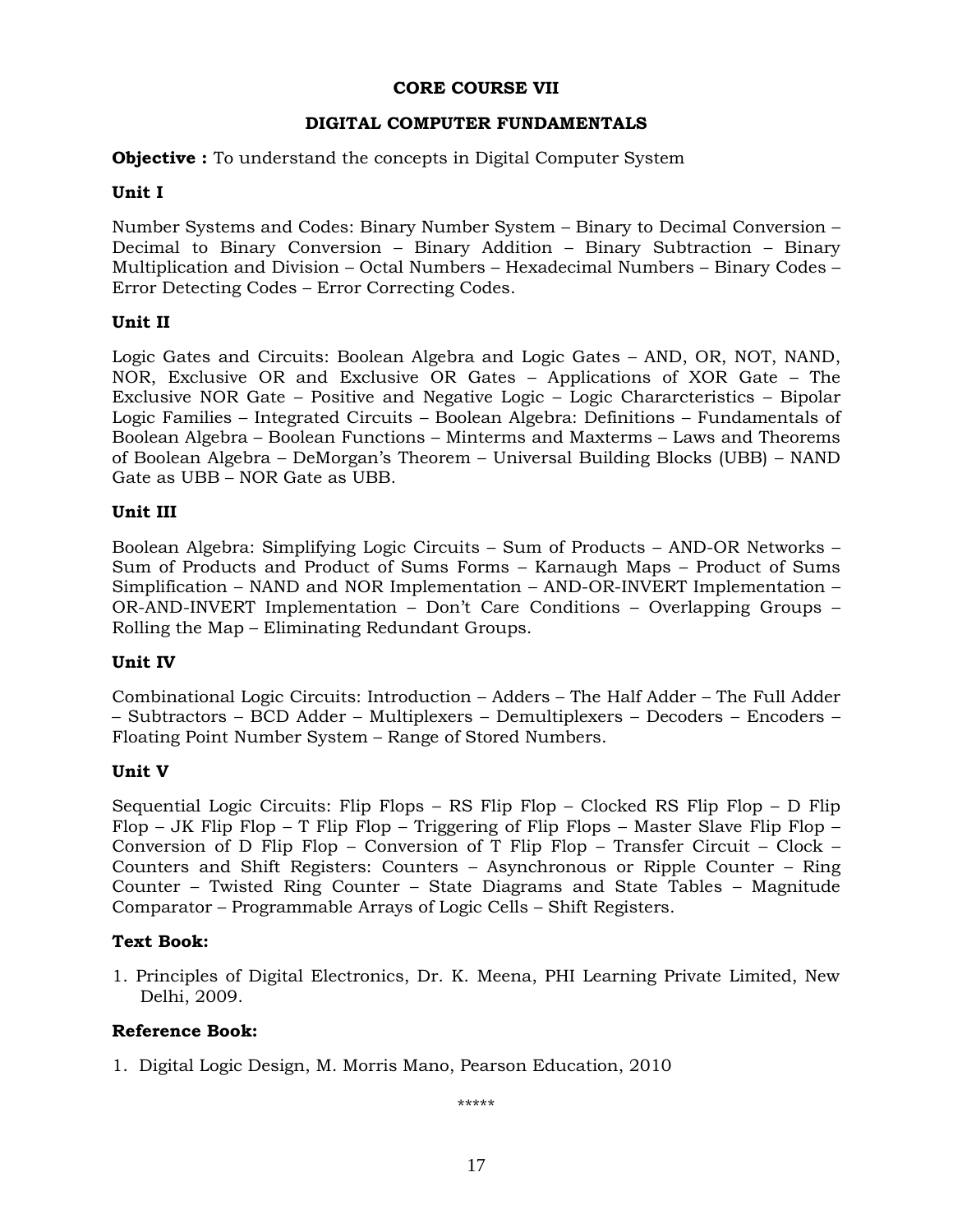## CORE COURSE VII

## DIGITAL COMPUTER FUNDAMENTALS

**Objective :** To understand the concepts in Digital Computer System

### Unit I

Number Systems and Codes: Binary Number System – Binary to Decimal Conversion – Decimal to Binary Conversion – Binary Addition – Binary Subtraction – Binary Multiplication and Division – Octal Numbers – Hexadecimal Numbers – Binary Codes – Error Detecting Codes – Error Correcting Codes.

### Unit II

Logic Gates and Circuits: Boolean Algebra and Logic Gates – AND, OR, NOT, NAND, NOR, Exclusive OR and Exclusive OR Gates – Applications of XOR Gate – The Exclusive NOR Gate – Positive and Negative Logic – Logic Chararcteristics – Bipolar Logic Families – Integrated Circuits – Boolean Algebra: Definitions – Fundamentals of Boolean Algebra – Boolean Functions – Minterms and Maxterms – Laws and Theorems of Boolean Algebra – DeMorgan's Theorem – Universal Building Blocks (UBB) – NAND Gate as UBB – NOR Gate as UBB.

### Unit III

Boolean Algebra: Simplifying Logic Circuits – Sum of Products – AND-OR Networks – Sum of Products and Product of Sums Forms – Karnaugh Maps – Product of Sums Simplification – NAND and NOR Implementation – AND-OR-INVERT Implementation – OR-AND-INVERT Implementation – Don't Care Conditions – Overlapping Groups – Rolling the Map – Eliminating Redundant Groups.

### Unit IV

Combinational Logic Circuits: Introduction – Adders – The Half Adder – The Full Adder – Subtractors – BCD Adder – Multiplexers – Demultiplexers – Decoders – Encoders – Floating Point Number System – Range of Stored Numbers.

### Unit V

Sequential Logic Circuits: Flip Flops – RS Flip Flop – Clocked RS Flip Flop – D Flip Flop – JK Flip Flop – T Flip Flop – Triggering of Flip Flops – Master Slave Flip Flop – Conversion of D Flip Flop – Conversion of T Flip Flop – Transfer Circuit – Clock – Counters and Shift Registers: Counters – Asynchronous or Ripple Counter – Ring Counter – Twisted Ring Counter – State Diagrams and State Tables – Magnitude Comparator – Programmable Arrays of Logic Cells – Shift Registers.

### Text Book:

1. Principles of Digital Electronics, Dr. K. Meena, PHI Learning Private Limited, New Delhi, 2009.

### Reference Book:

1. Digital Logic Design, M. Morris Mano, Pearson Education, 2010

*****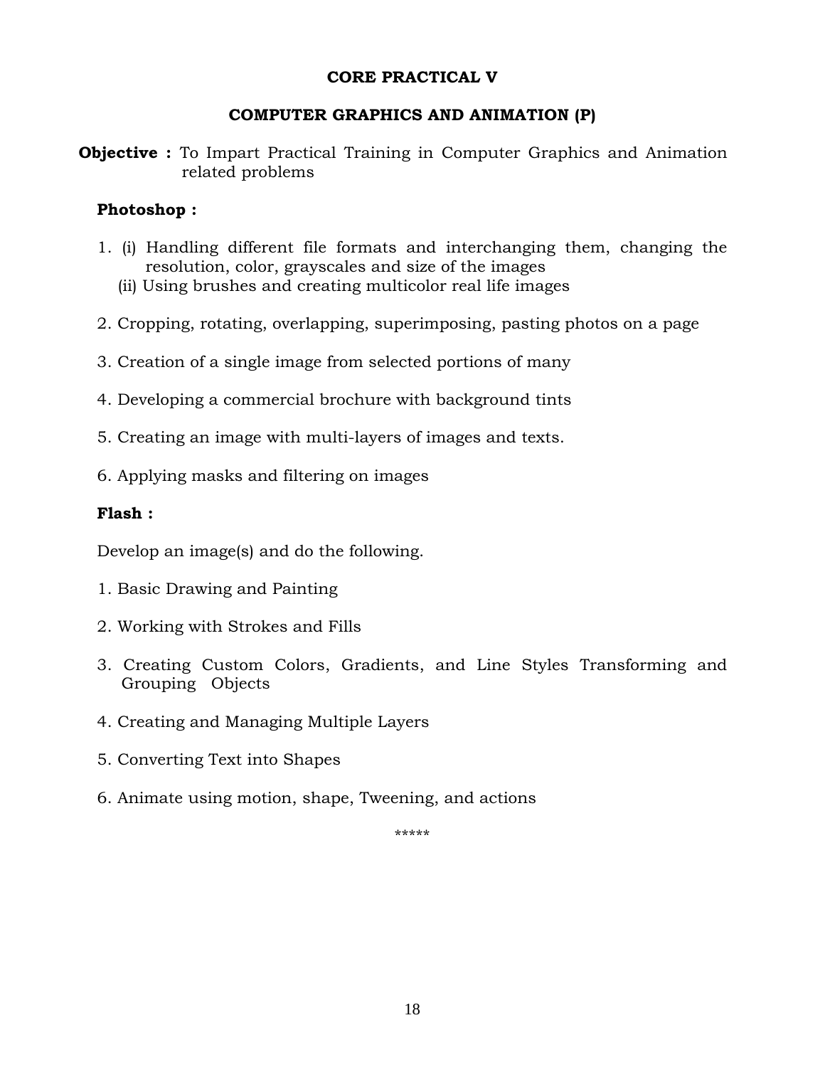## CORE PRACTICAL V

## COMPUTER GRAPHICS AND ANIMATION (P)

**Objective :** To Impart Practical Training in Computer Graphics and Animation related problems

**Photoshop :**

1. (i) Handling different file formats and interchanging them, changing the resolution, color, grayscales and size of the images
   (ii) Using brushes and creating multicolor real life images
2. Cropping, rotating, overlapping, superimposing, pasting photos on a page
3. Creation of a single image from selected portions of many
4. Developing a commercial brochure with background tints
5. Creating an image with multi-layers of images and texts.
6. Applying masks and filtering on images

**Flash :**

Develop an image(s) and do the following.

1. Basic Drawing and Painting
2. Working with Strokes and Fills
3. Creating Custom Colors, Gradients, and Line Styles Transforming and Grouping Objects
4. Creating and Managing Multiple Layers
5. Converting Text into Shapes
6. Animate using motion, shape, Tweening, and actions

*****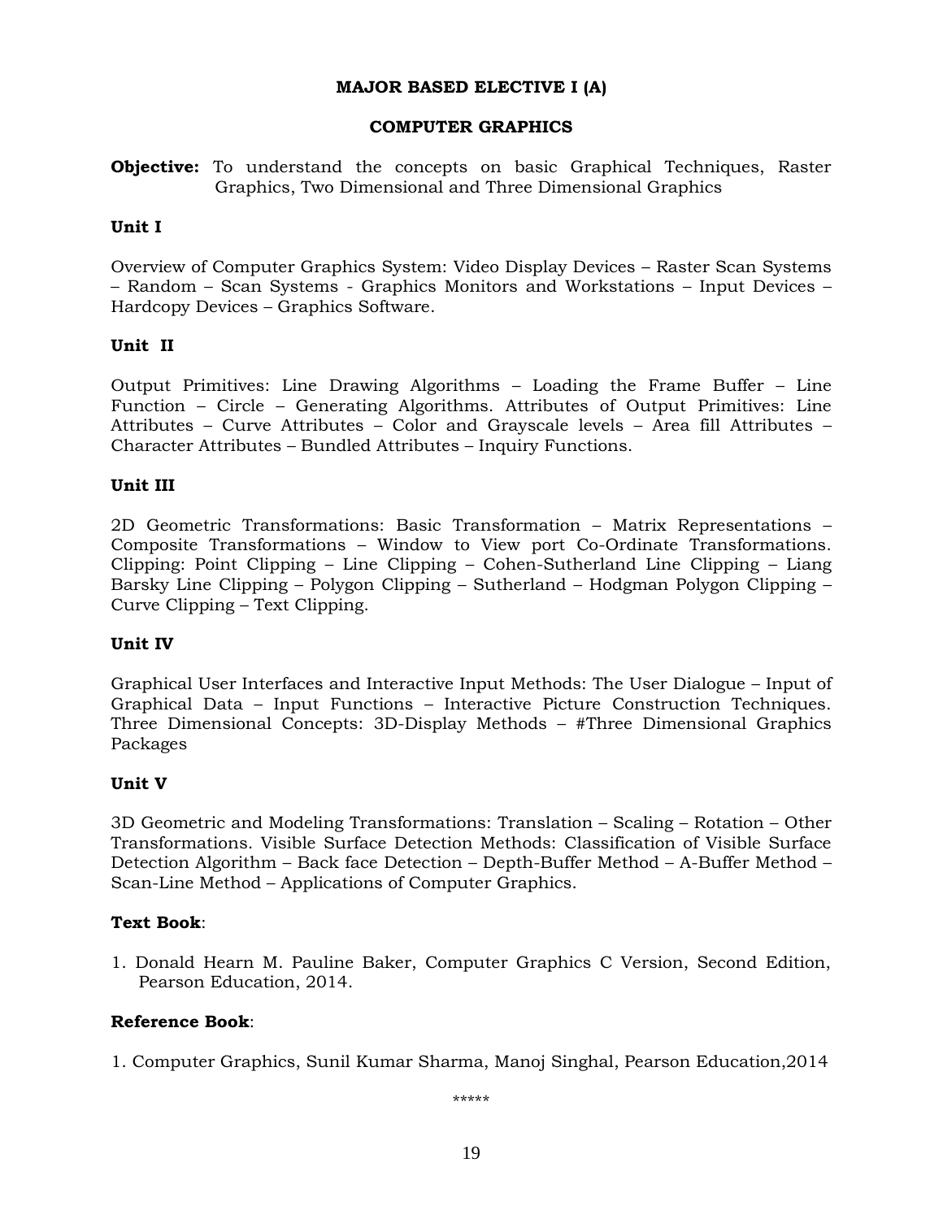## MAJOR BASED ELECTIVE I (A)

## COMPUTER GRAPHICS

**Objective:** To understand the concepts on basic Graphical Techniques, Raster Graphics, Two Dimensional and Three Dimensional Graphics

### Unit I

Overview of Computer Graphics System: Video Display Devices – Raster Scan Systems – Random – Scan Systems - Graphics Monitors and Workstations – Input Devices – Hardcopy Devices – Graphics Software.

### Unit II

Output Primitives: Line Drawing Algorithms – Loading the Frame Buffer – Line Function – Circle – Generating Algorithms. Attributes of Output Primitives: Line Attributes – Curve Attributes – Color and Grayscale levels – Area fill Attributes – Character Attributes – Bundled Attributes – Inquiry Functions.

### Unit III

2D Geometric Transformations: Basic Transformation – Matrix Representations – Composite Transformations – Window to View port Co-Ordinate Transformations. Clipping: Point Clipping – Line Clipping – Cohen-Sutherland Line Clipping – Liang Barsky Line Clipping – Polygon Clipping – Sutherland – Hodgman Polygon Clipping – Curve Clipping – Text Clipping.

### Unit IV

Graphical User Interfaces and Interactive Input Methods: The User Dialogue – Input of Graphical Data – Input Functions – Interactive Picture Construction Techniques. Three Dimensional Concepts: 3D-Display Methods – #Three Dimensional Graphics Packages

### Unit V

3D Geometric and Modeling Transformations: Translation – Scaling – Rotation – Other Transformations. Visible Surface Detection Methods: Classification of Visible Surface Detection Algorithm – Back face Detection – Depth-Buffer Method – A-Buffer Method – Scan-Line Method – Applications of Computer Graphics.

**Text Book**:

1. Donald Hearn M. Pauline Baker, Computer Graphics C Version, Second Edition, Pearson Education, 2014.

**Reference Book**:

1. Computer Graphics, Sunil Kumar Sharma, Manoj Singhal, Pearson Education,2014

*****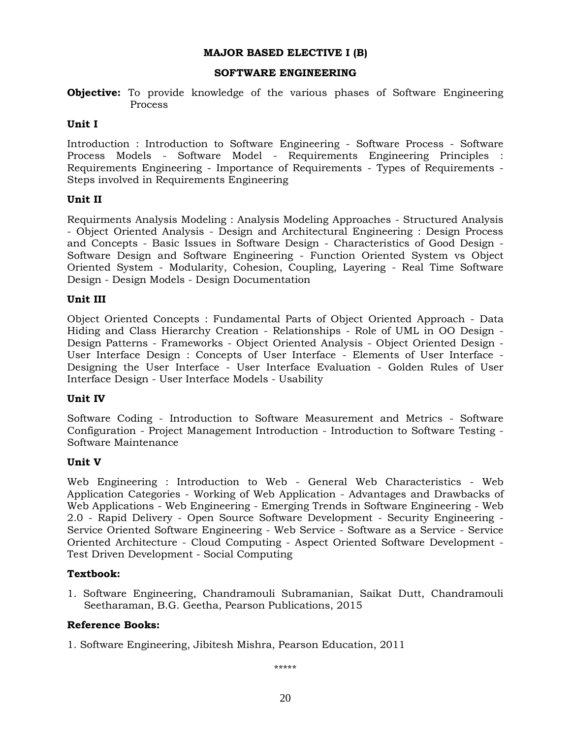## MAJOR BASED ELECTIVE I (B)

## SOFTWARE ENGINEERING

**Objective:** To provide knowledge of the various phases of Software Engineering Process

### Unit I

Introduction : Introduction to Software Engineering - Software Process - Software Process Models - Software Model - Requirements Engineering Principles : Requirements Engineering - Importance of Requirements - Types of Requirements - Steps involved in Requirements Engineering

### Unit II

Requirments Analysis Modeling : Analysis Modeling Approaches - Structured Analysis - Object Oriented Analysis - Design and Architectural Engineering : Design Process and Concepts - Basic Issues in Software Design - Characteristics of Good Design - Software Design and Software Engineering - Function Oriented System vs Object Oriented System - Modularity, Cohesion, Coupling, Layering - Real Time Software Design - Design Models - Design Documentation

### Unit III

Object Oriented Concepts : Fundamental Parts of Object Oriented Approach - Data Hiding and Class Hierarchy Creation - Relationships - Role of UML in OO Design - Design Patterns - Frameworks - Object Oriented Analysis - Object Oriented Design - User Interface Design : Concepts of User Interface - Elements of User Interface - Designing the User Interface - User Interface Evaluation - Golden Rules of User Interface Design - User Interface Models - Usability

### Unit IV

Software Coding - Introduction to Software Measurement and Metrics - Software Configuration - Project Management Introduction - Introduction to Software Testing - Software Maintenance

### Unit V

Web Engineering : Introduction to Web - General Web Characteristics - Web Application Categories - Working of Web Application - Advantages and Drawbacks of Web Applications - Web Engineering - Emerging Trends in Software Engineering - Web 2.0 - Rapid Delivery - Open Source Software Development - Security Engineering - Service Oriented Software Engineering - Web Service - Software as a Service - Service Oriented Architecture - Cloud Computing - Aspect Oriented Software Development - Test Driven Development - Social Computing

### Textbook:

1. Software Engineering, Chandramouli Subramanian, Saikat Dutt, Chandramouli Seetharaman, B.G. Geetha, Pearson Publications, 2015

### Reference Books:

1. Software Engineering, Jibitesh Mishra, Pearson Education, 2011

*****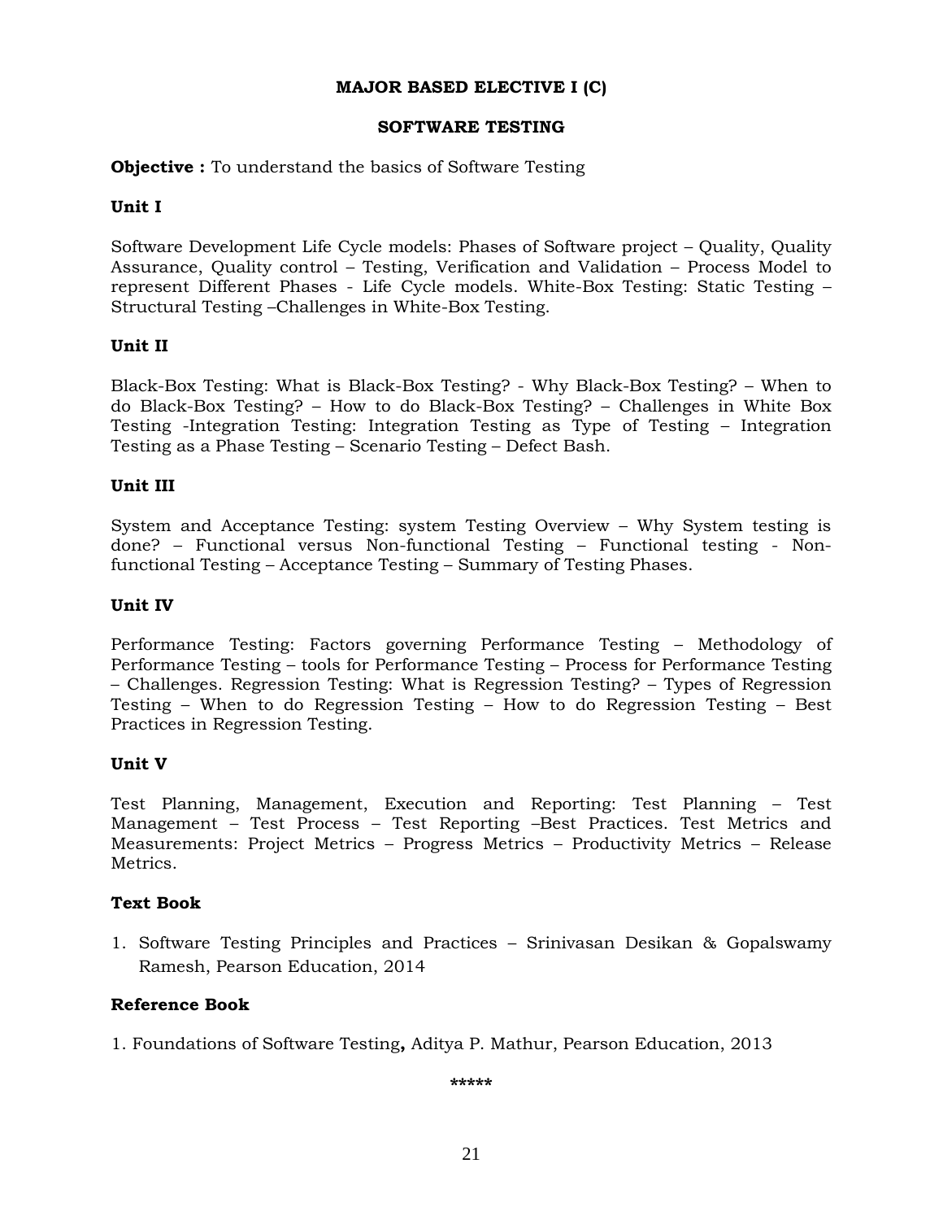## MAJOR BASED ELECTIVE I (C)

## SOFTWARE TESTING

**Objective :** To understand the basics of Software Testing

**Unit I**

Software Development Life Cycle models: Phases of Software project – Quality, Quality Assurance, Quality control – Testing, Verification and Validation – Process Model to represent Different Phases - Life Cycle models. White-Box Testing: Static Testing – Structural Testing –Challenges in White-Box Testing.

**Unit II**

Black-Box Testing: What is Black-Box Testing? - Why Black-Box Testing? – When to do Black-Box Testing? – How to do Black-Box Testing? – Challenges in White Box Testing -Integration Testing: Integration Testing as Type of Testing – Integration Testing as a Phase Testing – Scenario Testing – Defect Bash.

**Unit III**

System and Acceptance Testing: system Testing Overview – Why System testing is done? – Functional versus Non-functional Testing – Functional testing - Non-functional Testing – Acceptance Testing – Summary of Testing Phases.

**Unit IV**

Performance Testing: Factors governing Performance Testing – Methodology of Performance Testing – tools for Performance Testing – Process for Performance Testing – Challenges. Regression Testing: What is Regression Testing? – Types of Regression Testing – When to do Regression Testing – How to do Regression Testing – Best Practices in Regression Testing.

**Unit V**

Test Planning, Management, Execution and Reporting: Test Planning – Test Management – Test Process – Test Reporting –Best Practices. Test Metrics and Measurements: Project Metrics – Progress Metrics – Productivity Metrics – Release Metrics.

**Text Book**

1. Software Testing Principles and Practices – Srinivasan Desikan & Gopalswamy Ramesh, Pearson Education, 2014

**Reference Book**

1. Foundations of Software Testing**,** Aditya P. Mathur, Pearson Education, 2013

*****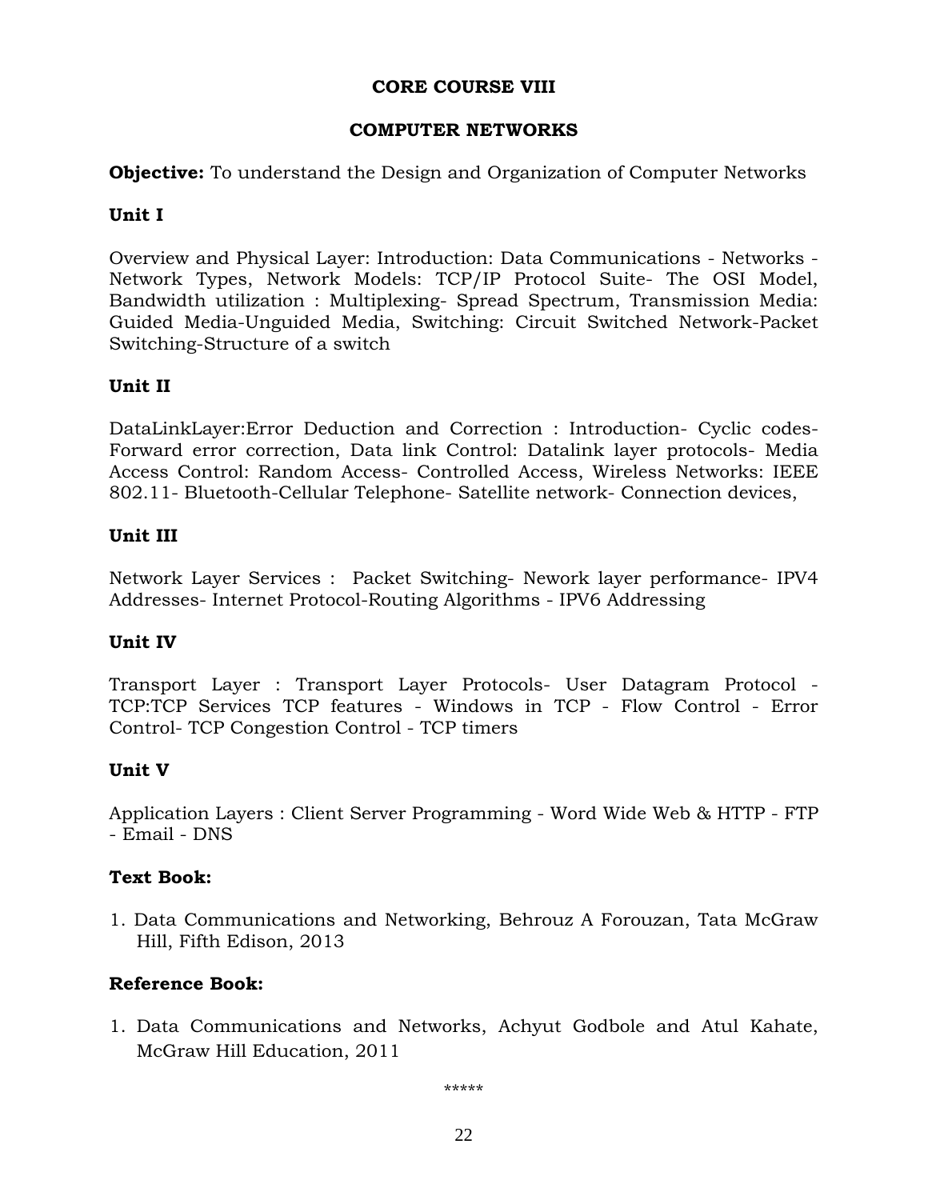**CORE COURSE VIII**

**COMPUTER NETWORKS**

**Objective:** To understand the Design and Organization of Computer Networks

**Unit I**

Overview and Physical Layer: Introduction: Data Communications - Networks - Network Types, Network Models: TCP/IP Protocol Suite- The OSI Model, Bandwidth utilization : Multiplexing- Spread Spectrum, Transmission Media: Guided Media-Unguided Media, Switching: Circuit Switched Network-Packet Switching-Structure of a switch

**Unit II**

DataLinkLayer:Error Deduction and Correction : Introduction- Cyclic codes- Forward error correction, Data link Control: Datalink layer protocols- Media Access Control: Random Access- Controlled Access, Wireless Networks: IEEE 802.11- Bluetooth-Cellular Telephone- Satellite network- Connection devices,

**Unit III**

Network Layer Services : Packet Switching- Nework layer performance- IPV4 Addresses- Internet Protocol-Routing Algorithms - IPV6 Addressing

**Unit IV**

Transport Layer : Transport Layer Protocols- User Datagram Protocol - TCP:TCP Services TCP features - Windows in TCP - Flow Control - Error Control- TCP Congestion Control - TCP timers

**Unit V**

Application Layers : Client Server Programming - Word Wide Web & HTTP - FTP - Email - DNS

**Text Book:**

1. Data Communications and Networking, Behrouz A Forouzan, Tata McGraw Hill, Fifth Edison, 2013

**Reference Book:**

1. Data Communications and Networks, Achyut Godbole and Atul Kahate, McGraw Hill Education, 2011

*****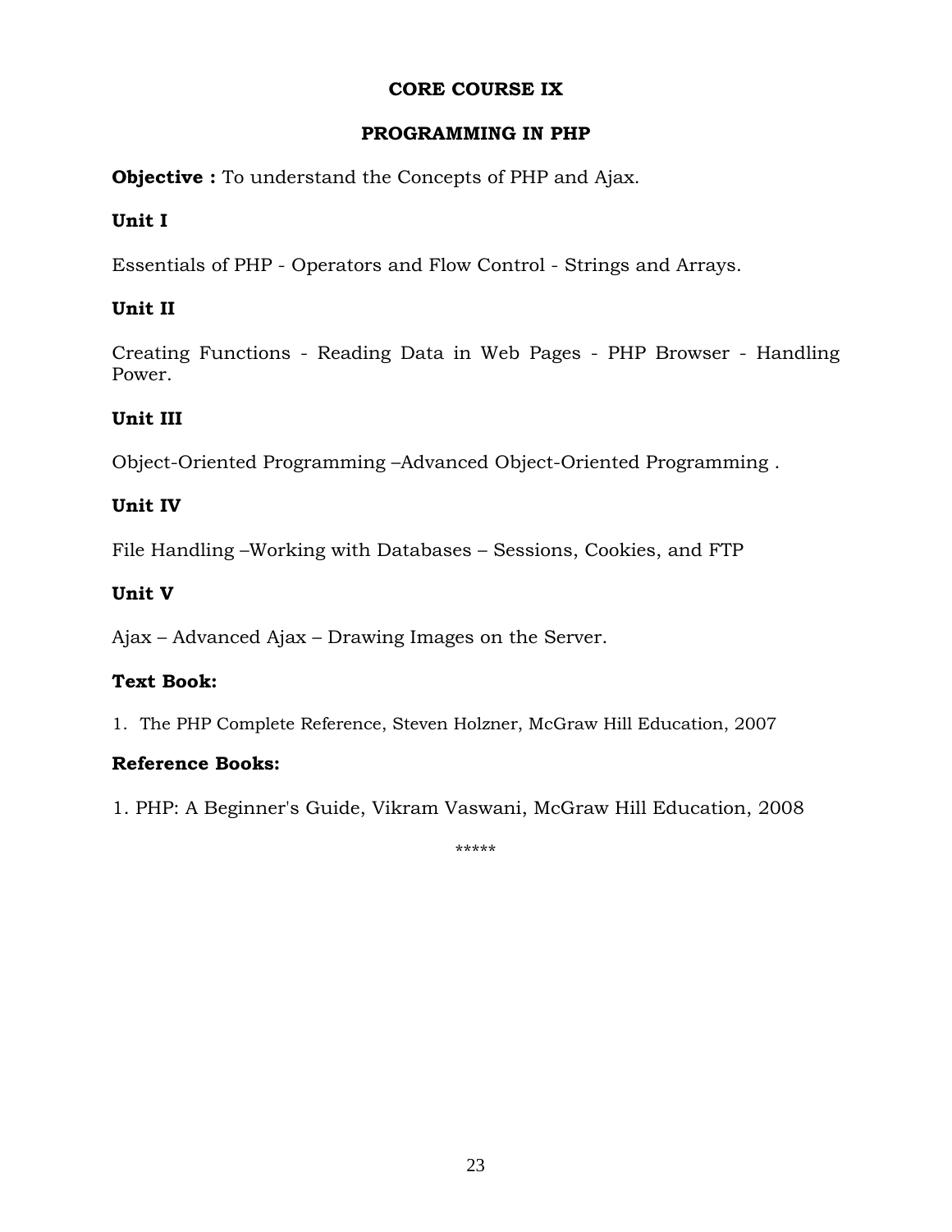## CORE COURSE IX

## PROGRAMMING IN PHP

**Objective :** To understand the Concepts of PHP and Ajax.

### Unit I

Essentials of PHP - Operators and Flow Control - Strings and Arrays.

### Unit II

Creating Functions - Reading Data in Web Pages - PHP Browser - Handling Power.

### Unit III

Object-Oriented Programming –Advanced Object-Oriented Programming .

### Unit IV

File Handling –Working with Databases – Sessions, Cookies, and FTP

### Unit V

Ajax – Advanced Ajax – Drawing Images on the Server.

### Text Book:

1. The PHP Complete Reference, Steven Holzner, McGraw Hill Education, 2007

### Reference Books:

1. PHP: A Beginner's Guide, Vikram Vaswani, McGraw Hill Education, 2008

*****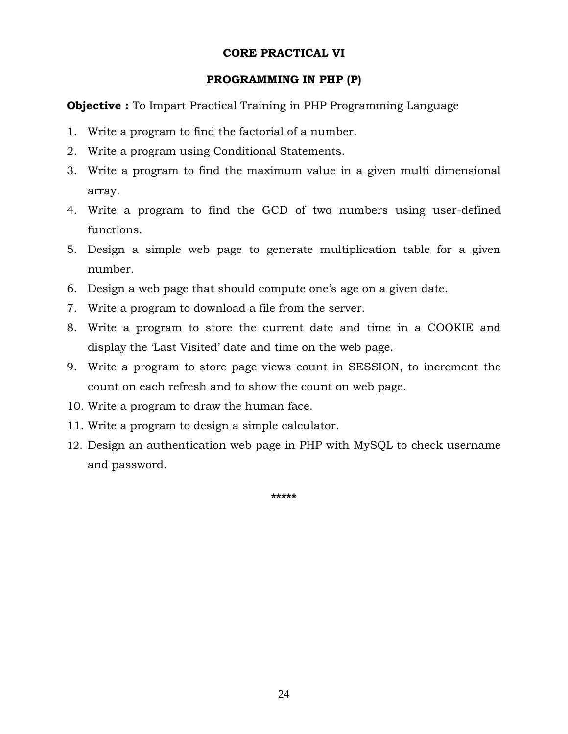## CORE PRACTICAL VI

## PROGRAMMING IN PHP (P)

**Objective :** To Impart Practical Training in PHP Programming Language

1. Write a program to find the factorial of a number.
2. Write a program using Conditional Statements.
3. Write a program to find the maximum value in a given multi dimensional array.
4. Write a program to find the GCD of two numbers using user-defined functions.
5. Design a simple web page to generate multiplication table for a given number.
6. Design a web page that should compute one's age on a given date.
7. Write a program to download a file from the server.
8. Write a program to store the current date and time in a COOKIE and display the 'Last Visited' date and time on the web page.
9. Write a program to store page views count in SESSION, to increment the count on each refresh and to show the count on web page.
10. Write a program to draw the human face.
11. Write a program to design a simple calculator.
12. Design an authentication web page in PHP with MySQL to check username and password.

*****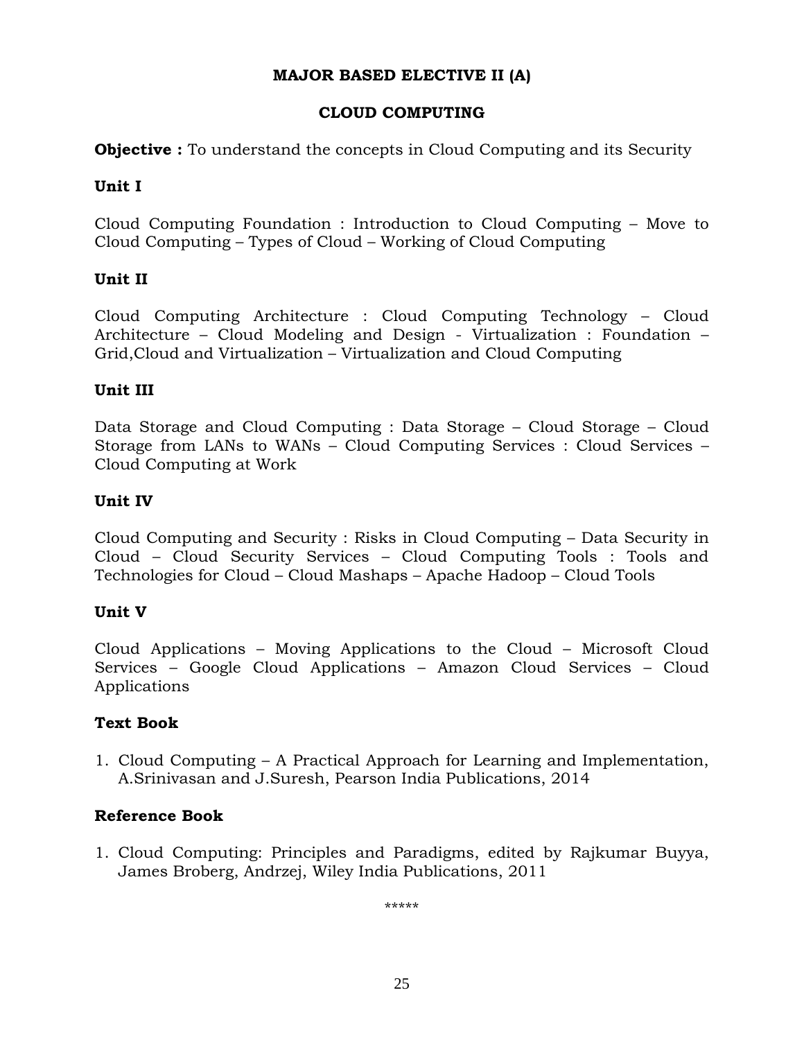## MAJOR BASED ELECTIVE II (A)

## CLOUD COMPUTING

**Objective :** To understand the concepts in Cloud Computing and its Security

### Unit I

Cloud Computing Foundation : Introduction to Cloud Computing – Move to Cloud Computing – Types of Cloud – Working of Cloud Computing

### Unit II

Cloud Computing Architecture : Cloud Computing Technology – Cloud Architecture – Cloud Modeling and Design - Virtualization : Foundation – Grid,Cloud and Virtualization – Virtualization and Cloud Computing

### Unit III

Data Storage and Cloud Computing : Data Storage – Cloud Storage – Cloud Storage from LANs to WANs – Cloud Computing Services : Cloud Services – Cloud Computing at Work

### Unit IV

Cloud Computing and Security : Risks in Cloud Computing – Data Security in Cloud – Cloud Security Services – Cloud Computing Tools : Tools and Technologies for Cloud – Cloud Mashaps – Apache Hadoop – Cloud Tools

### Unit V

Cloud Applications – Moving Applications to the Cloud – Microsoft Cloud Services – Google Cloud Applications – Amazon Cloud Services – Cloud Applications

### Text Book

1. Cloud Computing – A Practical Approach for Learning and Implementation, A.Srinivasan and J.Suresh, Pearson India Publications, 2014

### Reference Book

1. Cloud Computing: Principles and Paradigms, edited by Rajkumar Buyya, James Broberg, Andrzej, Wiley India Publications, 2011

\*\*\*\*\*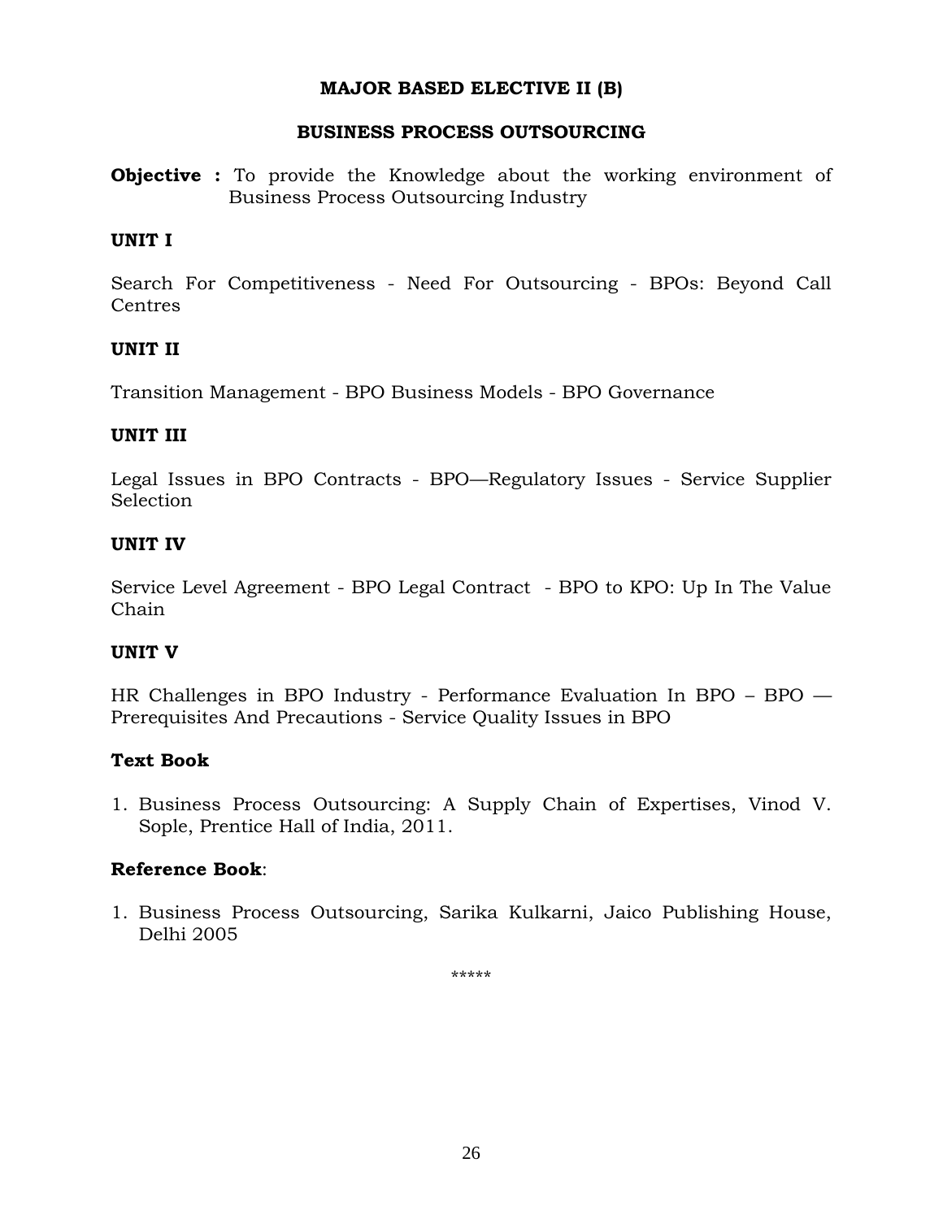## MAJOR BASED ELECTIVE II (B)

## BUSINESS PROCESS OUTSOURCING

**Objective :** To provide the Knowledge about the working environment of Business Process Outsourcing Industry

### UNIT I

Search For Competitiveness - Need For Outsourcing - BPOs: Beyond Call Centres

### UNIT II

Transition Management - BPO Business Models - BPO Governance

### UNIT III

Legal Issues in BPO Contracts - BPO—Regulatory Issues - Service Supplier Selection

### UNIT IV

Service Level Agreement - BPO Legal Contract - BPO to KPO: Up In The Value Chain

### UNIT V

HR Challenges in BPO Industry - Performance Evaluation In BPO – BPO — Prerequisites And Precautions - Service Quality Issues in BPO

### Text Book

1. Business Process Outsourcing: A Supply Chain of Expertises, Vinod V. Sople, Prentice Hall of India, 2011.

### Reference Book:

1. Business Process Outsourcing, Sarika Kulkarni, Jaico Publishing House, Delhi 2005

*****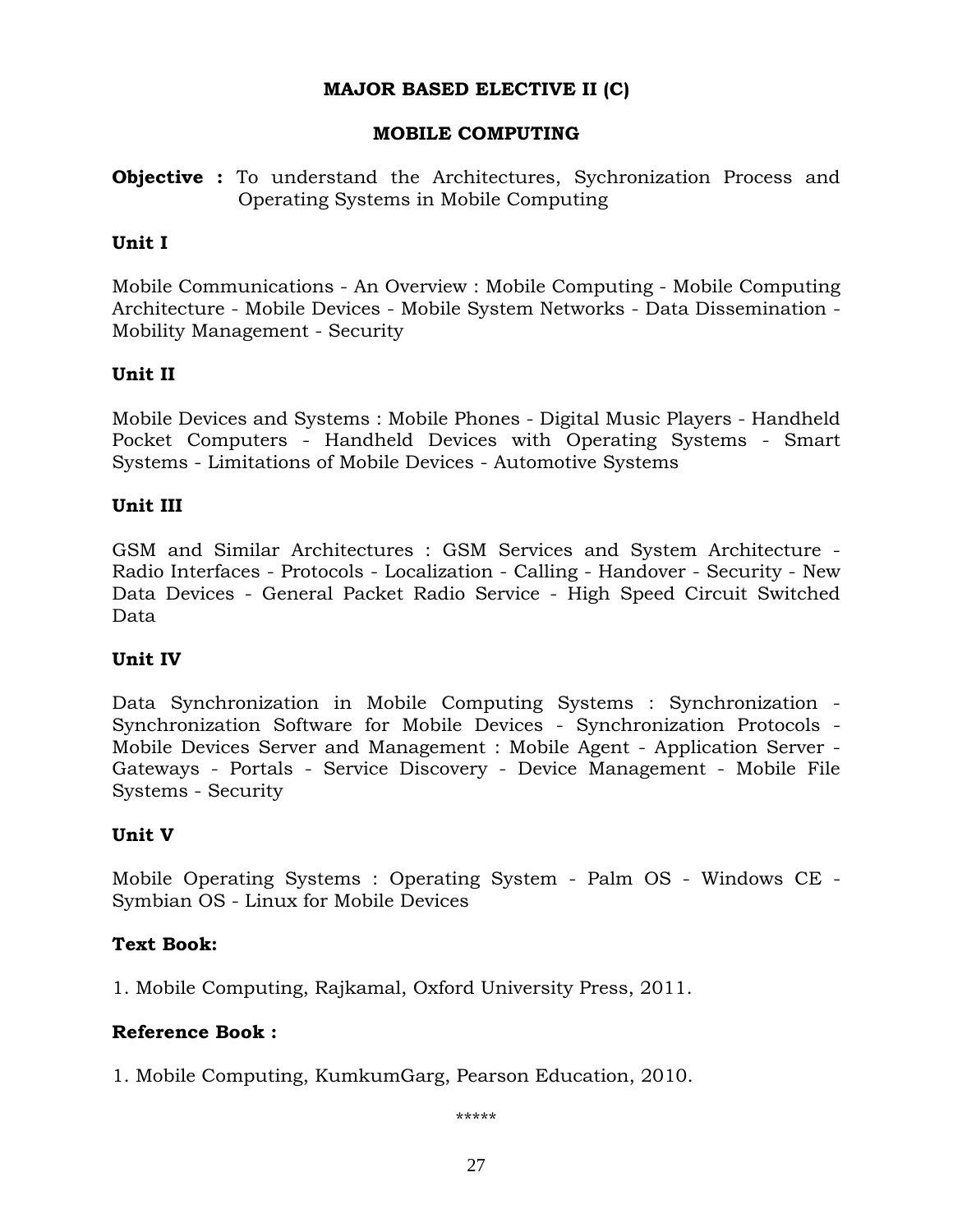## MAJOR BASED ELECTIVE II (C)

## MOBILE COMPUTING

**Objective :** To understand the Architectures, Sychronization Process and Operating Systems in Mobile Computing

### Unit I

Mobile Communications - An Overview : Mobile Computing - Mobile Computing Architecture - Mobile Devices - Mobile System Networks - Data Dissemination - Mobility Management - Security

### Unit II

Mobile Devices and Systems : Mobile Phones - Digital Music Players - Handheld Pocket Computers - Handheld Devices with Operating Systems - Smart Systems - Limitations of Mobile Devices - Automotive Systems

### Unit III

GSM and Similar Architectures : GSM Services and System Architecture - Radio Interfaces - Protocols - Localization - Calling - Handover - Security - New Data Devices - General Packet Radio Service - High Speed Circuit Switched Data

### Unit IV

Data Synchronization in Mobile Computing Systems : Synchronization - Synchronization Software for Mobile Devices - Synchronization Protocols - Mobile Devices Server and Management : Mobile Agent - Application Server - Gateways - Portals - Service Discovery - Device Management - Mobile File Systems - Security

### Unit V

Mobile Operating Systems : Operating System - Palm OS - Windows CE - Symbian OS - Linux for Mobile Devices

### Text Book:

1. Mobile Computing, Rajkamal, Oxford University Press, 2011.

### Reference Book :

1. Mobile Computing, KumkumGarg, Pearson Education, 2010.

*****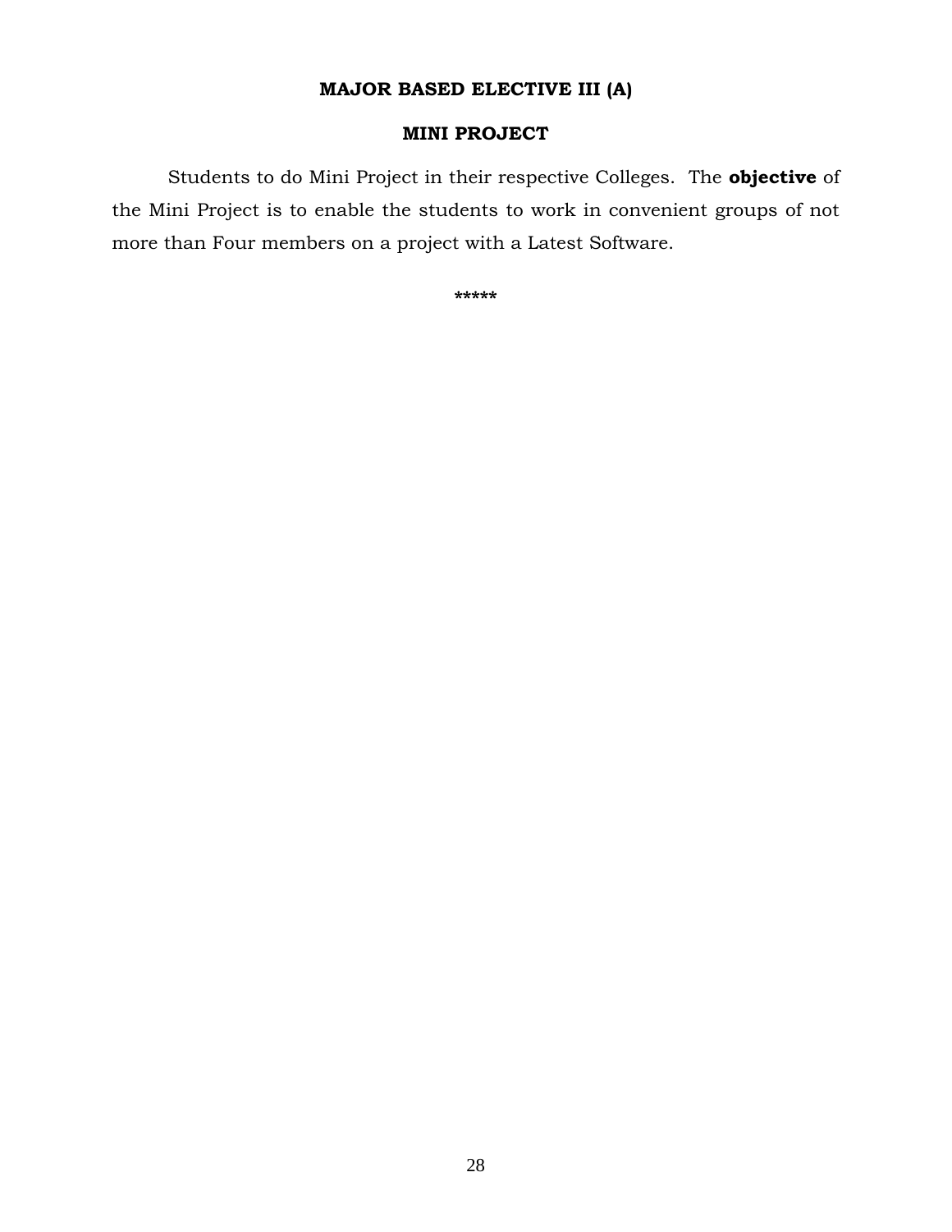## MAJOR BASED ELECTIVE III (A)

## MINI PROJECT

Students to do Mini Project in their respective Colleges. The **objective** of the Mini Project is to enable the students to work in convenient groups of not more than Four members on a project with a Latest Software.

*****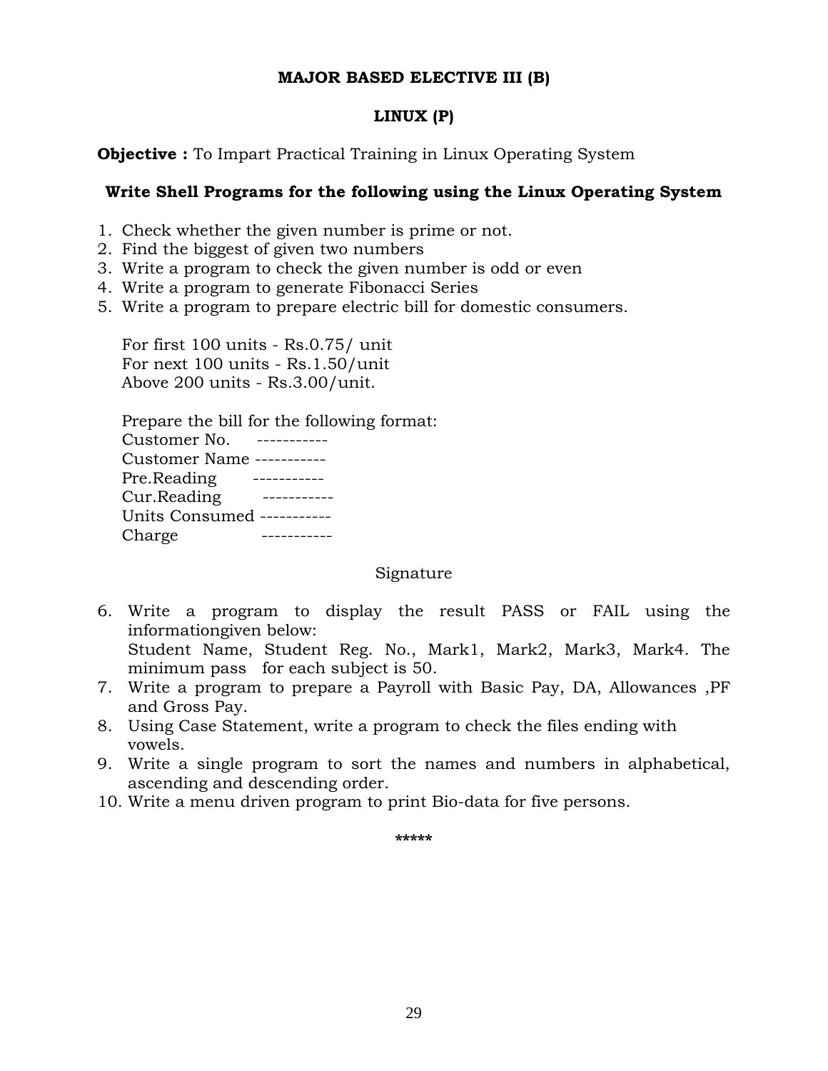## MAJOR BASED ELECTIVE III (B)

## LINUX (P)

**Objective :** To Impart Practical Training in Linux Operating System

**Write Shell Programs for the following using the Linux Operating System**

1. Check whether the given number is prime or not.
2. Find the biggest of given two numbers
3. Write a program to check the given number is odd or even
4. Write a program to generate Fibonacci Series
5. Write a program to prepare electric bill for domestic consumers.

   For first 100 units - Rs.0.75/ unit
   For next 100 units - Rs.1.50/unit
   Above 200 units - Rs.3.00/unit.

   Prepare the bill for the following format:
   Customer No. -----------
   Customer Name -----------
   Pre.Reading -----------
   Cur.Reading -----------
   Units Consumed -----------
   Charge -----------

   Signature

6. Write a program to display the result PASS or FAIL using the informationgiven below:
   Student Name, Student Reg. No., Mark1, Mark2, Mark3, Mark4. The minimum pass for each subject is 50.
7. Write a program to prepare a Payroll with Basic Pay, DA, Allowances ,PF and Gross Pay.
8. Using Case Statement, write a program to check the files ending with vowels.
9. Write a single program to sort the names and numbers in alphabetical, ascending and descending order.
10. Write a menu driven program to print Bio-data for five persons.

*****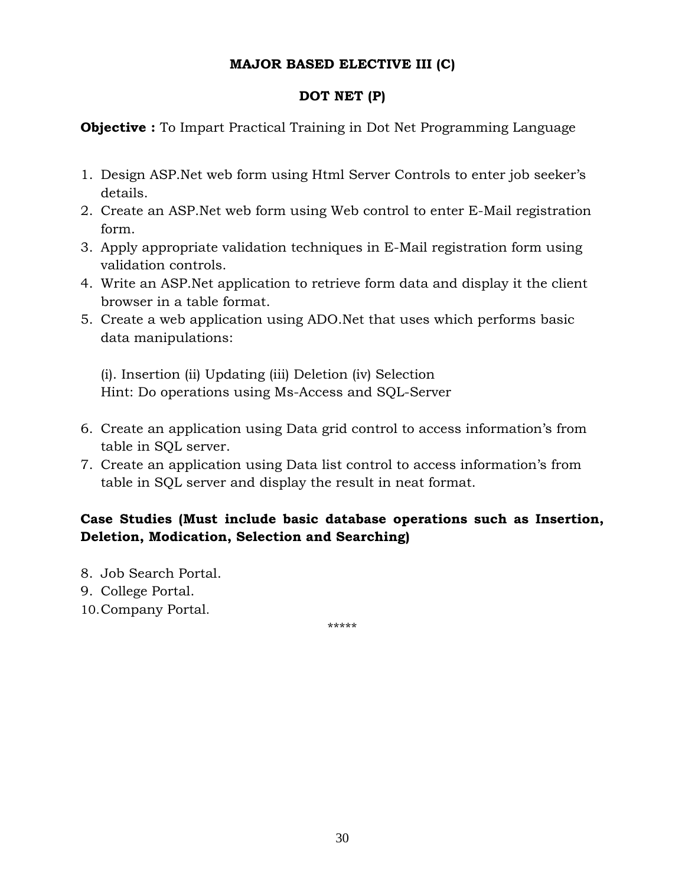## MAJOR BASED ELECTIVE III (C)

## DOT NET (P)

**Objective :** To Impart Practical Training in Dot Net Programming Language

1. Design ASP.Net web form using Html Server Controls to enter job seeker's details.
2. Create an ASP.Net web form using Web control to enter E-Mail registration form.
3. Apply appropriate validation techniques in E-Mail registration form using validation controls.
4. Write an ASP.Net application to retrieve form data and display it the client browser in a table format.
5. Create a web application using ADO.Net that uses which performs basic data manipulations:

   (i). Insertion (ii) Updating (iii) Deletion (iv) Selection
   Hint: Do operations using Ms-Access and SQL-Server

6. Create an application using Data grid control to access information's from table in SQL server.
7. Create an application using Data list control to access information's from table in SQL server and display the result in neat format.

**Case Studies (Must include basic database operations such as Insertion, Deletion, Modication, Selection and Searching)**

8. Job Search Portal.
9. College Portal.
10. Company Portal.

*****